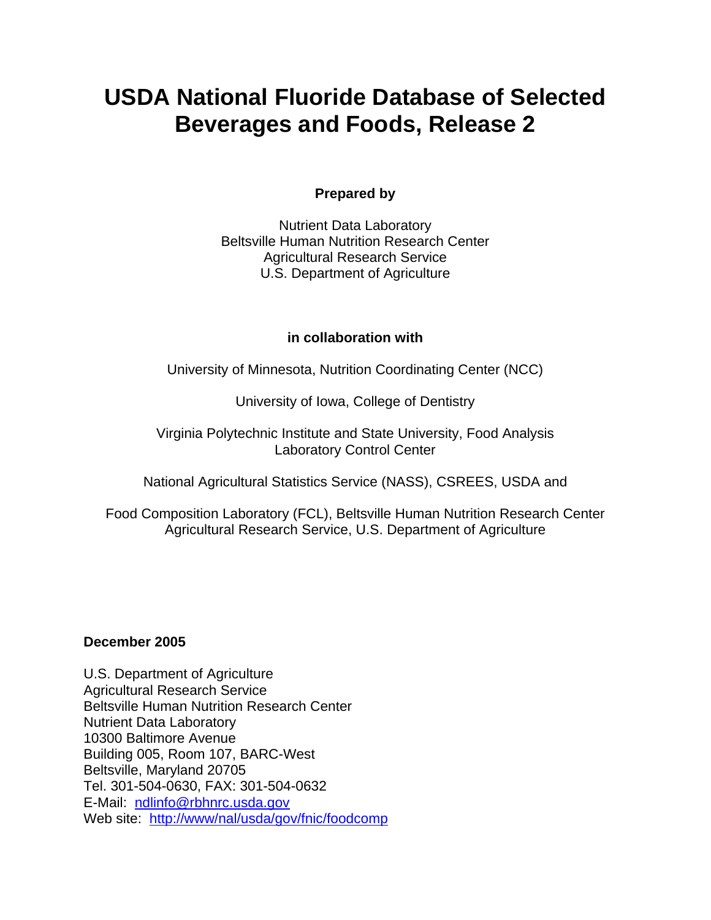# USDA National Fluoride Database of Selected Beverages and Foods, Release 2

**Prepared by**

Nutrient Data Laboratory
Beltsville Human Nutrition Research Center
Agricultural Research Service
U.S. Department of Agriculture

**in collaboration with**

University of Minnesota, Nutrition Coordinating Center (NCC)

University of Iowa, College of Dentistry

Virginia Polytechnic Institute and State University, Food Analysis Laboratory Control Center

National Agricultural Statistics Service (NASS), CSREES, USDA and

Food Composition Laboratory (FCL), Beltsville Human Nutrition Research Center
Agricultural Research Service, U.S. Department of Agriculture

**December 2005**

U.S. Department of Agriculture
Agricultural Research Service
Beltsville Human Nutrition Research Center
Nutrient Data Laboratory
10300 Baltimore Avenue
Building 005, Room 107, BARC-West
Beltsville, Maryland 20705
Tel. 301-504-0630, FAX: 301-504-0632
E-Mail: ndlinfo@rbhnrc.usda.gov
Web site: http://www/nal/usda/gov/fnic/foodcomp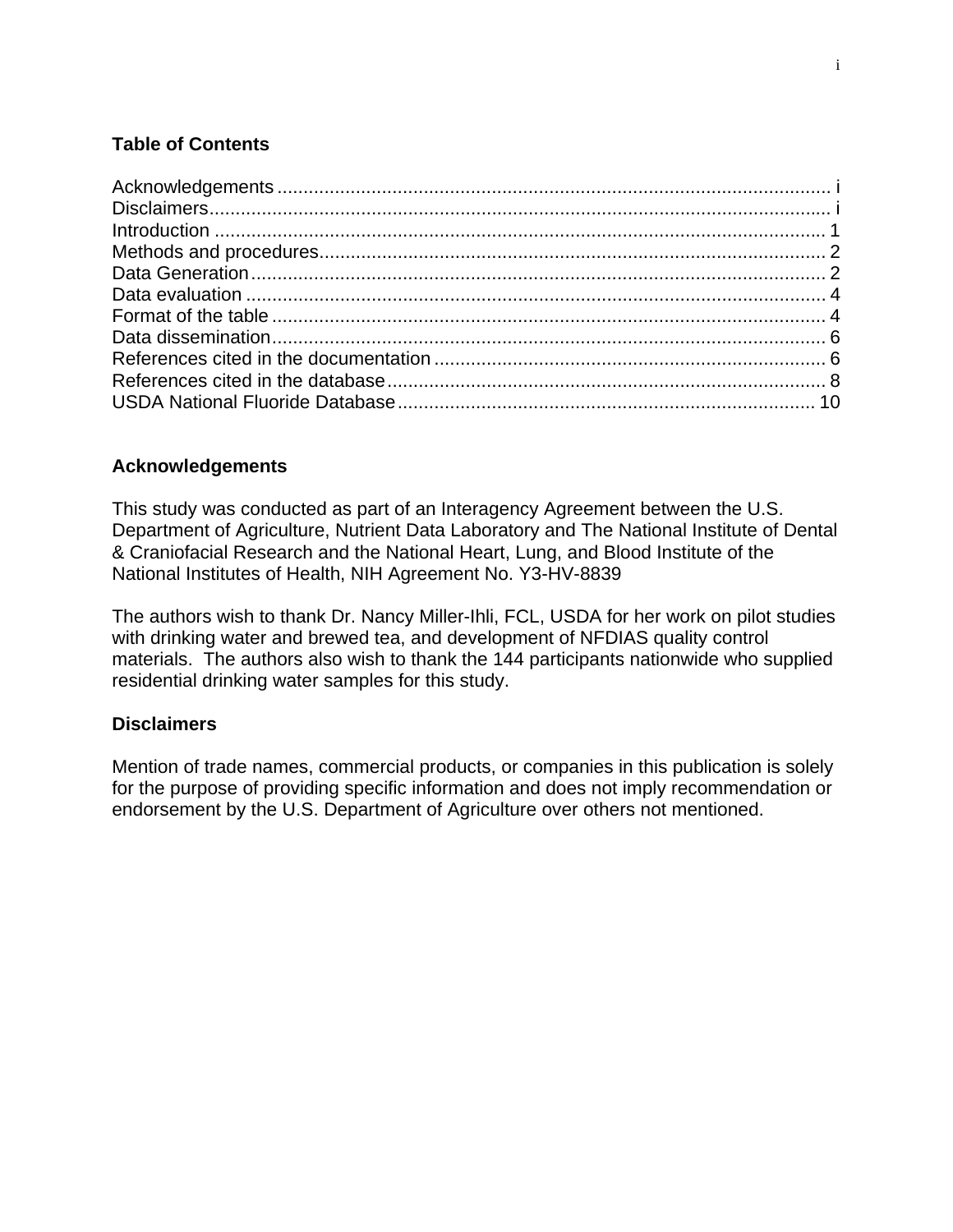## Table of Contents

Acknowledgements ........................................................................................................ i
Disclaimers.................................................................................................................... i
Introduction .................................................................................................................. 1
Methods and procedures............................................................................................... 2
Data Generation............................................................................................................ 2
Data evaluation ............................................................................................................. 4
Format of the table ........................................................................................................ 4
Data dissemination........................................................................................................ 6
References cited in the documentation ......................................................................... 6
References cited in the database.................................................................................. 8
USDA National Fluoride Database.............................................................................. 10

## Acknowledgements

This study was conducted as part of an Interagency Agreement between the U.S. Department of Agriculture, Nutrient Data Laboratory and The National Institute of Dental & Craniofacial Research and the National Heart, Lung, and Blood Institute of the National Institutes of Health, NIH Agreement No. Y3-HV-8839

The authors wish to thank Dr. Nancy Miller-Ihli, FCL, USDA for her work on pilot studies with drinking water and brewed tea, and development of NFDIAS quality control materials. The authors also wish to thank the 144 participants nationwide who supplied residential drinking water samples for this study.

## Disclaimers

Mention of trade names, commercial products, or companies in this publication is solely for the purpose of providing specific information and does not imply recommendation or endorsement by the U.S. Department of Agriculture over others not mentioned.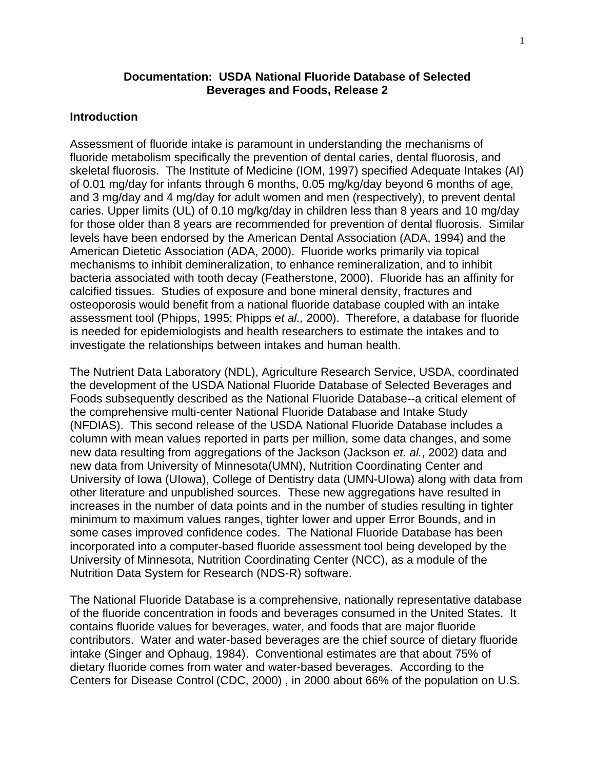# Documentation: USDA National Fluoride Database of Selected Beverages and Foods, Release 2

## Introduction

Assessment of fluoride intake is paramount in understanding the mechanisms of fluoride metabolism specifically the prevention of dental caries, dental fluorosis, and skeletal fluorosis. The Institute of Medicine (IOM, 1997) specified Adequate Intakes (AI) of 0.01 mg/day for infants through 6 months, 0.05 mg/kg/day beyond 6 months of age, and 3 mg/day and 4 mg/day for adult women and men (respectively), to prevent dental caries. Upper limits (UL) of 0.10 mg/kg/day in children less than 8 years and 10 mg/day for those older than 8 years are recommended for prevention of dental fluorosis. Similar levels have been endorsed by the American Dental Association (ADA, 1994) and the American Dietetic Association (ADA, 2000). Fluoride works primarily via topical mechanisms to inhibit demineralization, to enhance remineralization, and to inhibit bacteria associated with tooth decay (Featherstone, 2000). Fluoride has an affinity for calcified tissues. Studies of exposure and bone mineral density, fractures and osteoporosis would benefit from a national fluoride database coupled with an intake assessment tool (Phipps, 1995; Phipps *et al.,* 2000). Therefore, a database for fluoride is needed for epidemiologists and health researchers to estimate the intakes and to investigate the relationships between intakes and human health.

The Nutrient Data Laboratory (NDL), Agriculture Research Service, USDA, coordinated the development of the USDA National Fluoride Database of Selected Beverages and Foods subsequently described as the National Fluoride Database--a critical element of the comprehensive multi-center National Fluoride Database and Intake Study (NFDIAS). This second release of the USDA National Fluoride Database includes a column with mean values reported in parts per million, some data changes, and some new data resulting from aggregations of the Jackson (Jackson *et. al.*, 2002) data and new data from University of Minnesota(UMN), Nutrition Coordinating Center and University of Iowa (UIowa), College of Dentistry data (UMN-UIowa) along with data from other literature and unpublished sources. These new aggregations have resulted in increases in the number of data points and in the number of studies resulting in tighter minimum to maximum values ranges, tighter lower and upper Error Bounds, and in some cases improved confidence codes. The National Fluoride Database has been incorporated into a computer-based fluoride assessment tool being developed by the University of Minnesota, Nutrition Coordinating Center (NCC), as a module of the Nutrition Data System for Research (NDS-R) software.

The National Fluoride Database is a comprehensive, nationally representative database of the fluoride concentration in foods and beverages consumed in the United States. It contains fluoride values for beverages, water, and foods that are major fluoride contributors. Water and water-based beverages are the chief source of dietary fluoride intake (Singer and Ophaug, 1984). Conventional estimates are that about 75% of dietary fluoride comes from water and water-based beverages. According to the Centers for Disease Control (CDC, 2000) , in 2000 about 66% of the population on U.S.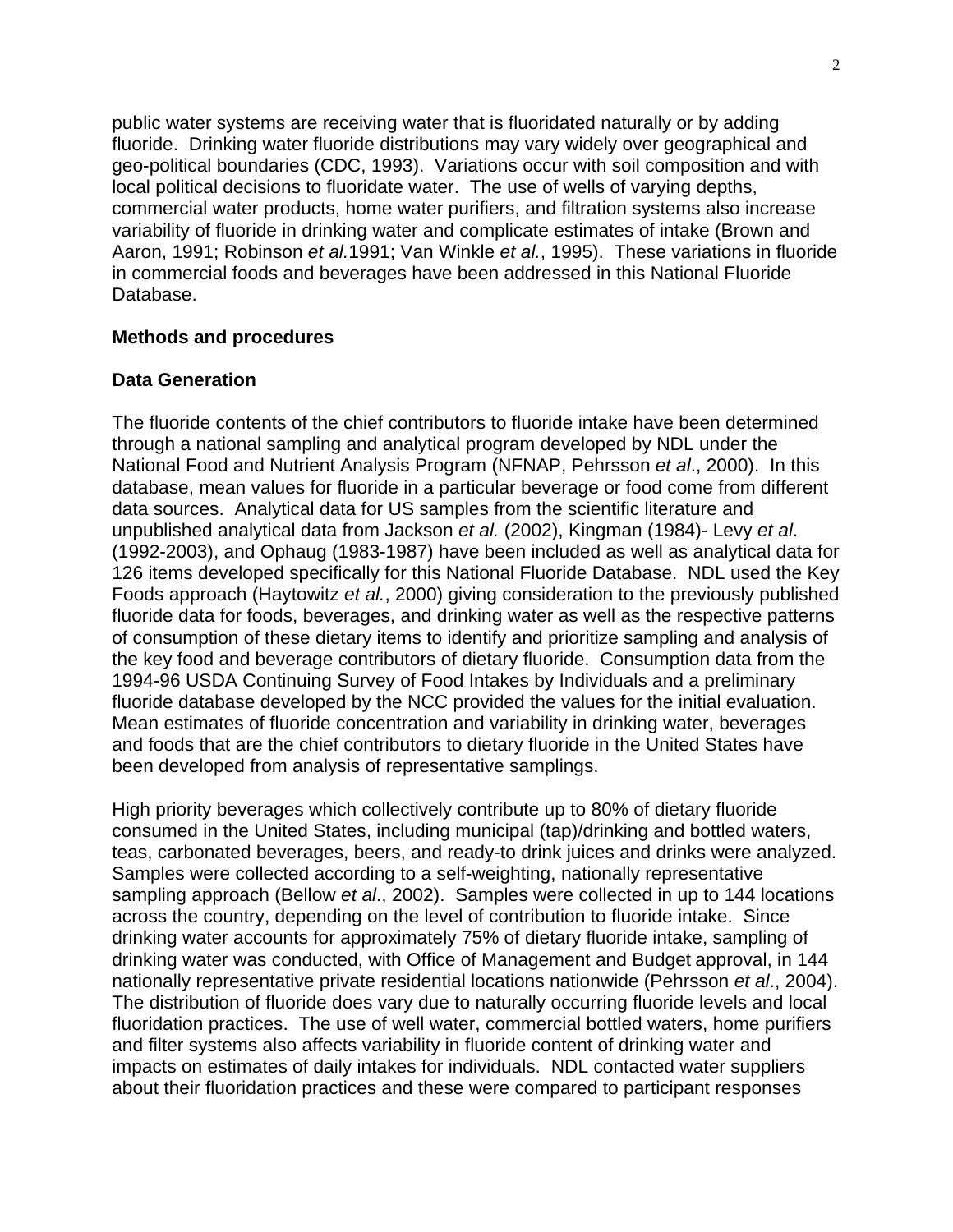public water systems are receiving water that is fluoridated naturally or by adding fluoride. Drinking water fluoride distributions may vary widely over geographical and geo-political boundaries (CDC, 1993). Variations occur with soil composition and with local political decisions to fluoridate water. The use of wells of varying depths, commercial water products, home water purifiers, and filtration systems also increase variability of fluoride in drinking water and complicate estimates of intake (Brown and Aaron, 1991; Robinson *et al.*1991; Van Winkle *et al.*, 1995). These variations in fluoride in commercial foods and beverages have been addressed in this National Fluoride Database.

**Methods and procedures**

**Data Generation**

The fluoride contents of the chief contributors to fluoride intake have been determined through a national sampling and analytical program developed by NDL under the National Food and Nutrient Analysis Program (NFNAP, Pehrsson *et al*., 2000). In this database, mean values for fluoride in a particular beverage or food come from different data sources. Analytical data for US samples from the scientific literature and unpublished analytical data from Jackson *et al.* (2002), Kingman (1984)- Levy *et al*. (1992-2003), and Ophaug (1983-1987) have been included as well as analytical data for 126 items developed specifically for this National Fluoride Database. NDL used the Key Foods approach (Haytowitz *et al.*, 2000) giving consideration to the previously published fluoride data for foods, beverages, and drinking water as well as the respective patterns of consumption of these dietary items to identify and prioritize sampling and analysis of the key food and beverage contributors of dietary fluoride. Consumption data from the 1994-96 USDA Continuing Survey of Food Intakes by Individuals and a preliminary fluoride database developed by the NCC provided the values for the initial evaluation. Mean estimates of fluoride concentration and variability in drinking water, beverages and foods that are the chief contributors to dietary fluoride in the United States have been developed from analysis of representative samplings.

High priority beverages which collectively contribute up to 80% of dietary fluoride consumed in the United States, including municipal (tap)/drinking and bottled waters, teas, carbonated beverages, beers, and ready-to drink juices and drinks were analyzed. Samples were collected according to a self-weighting, nationally representative sampling approach (Bellow *et al*., 2002). Samples were collected in up to 144 locations across the country, depending on the level of contribution to fluoride intake. Since drinking water accounts for approximately 75% of dietary fluoride intake, sampling of drinking water was conducted, with Office of Management and Budget approval, in 144 nationally representative private residential locations nationwide (Pehrsson *et al*., 2004). The distribution of fluoride does vary due to naturally occurring fluoride levels and local fluoridation practices. The use of well water, commercial bottled waters, home purifiers and filter systems also affects variability in fluoride content of drinking water and impacts on estimates of daily intakes for individuals. NDL contacted water suppliers about their fluoridation practices and these were compared to participant responses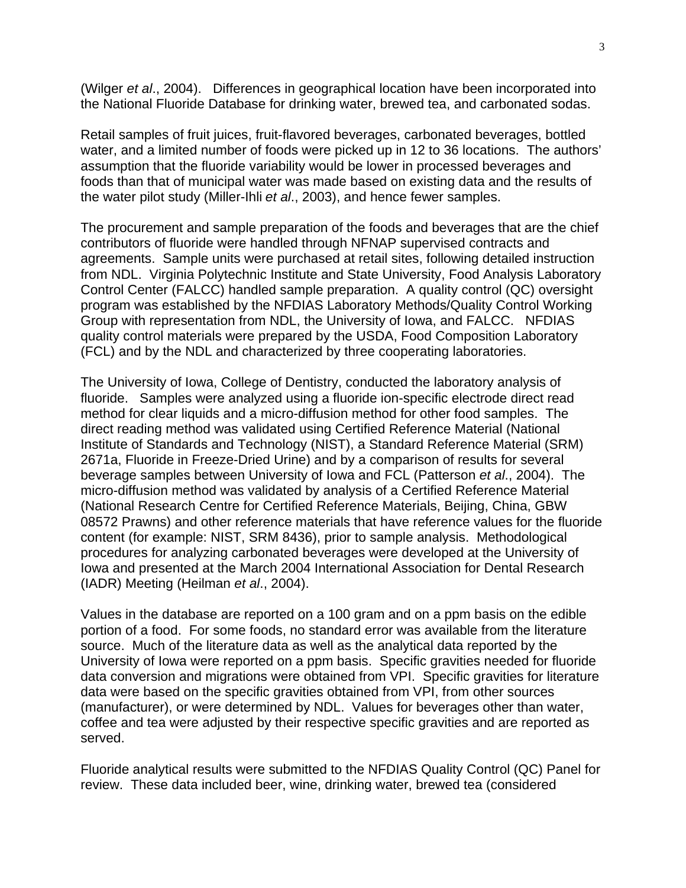(Wilger *et al*., 2004). Differences in geographical location have been incorporated into the National Fluoride Database for drinking water, brewed tea, and carbonated sodas.

Retail samples of fruit juices, fruit-flavored beverages, carbonated beverages, bottled water, and a limited number of foods were picked up in 12 to 36 locations. The authors' assumption that the fluoride variability would be lower in processed beverages and foods than that of municipal water was made based on existing data and the results of the water pilot study (Miller-Ihli *et al*., 2003), and hence fewer samples.

The procurement and sample preparation of the foods and beverages that are the chief contributors of fluoride were handled through NFNAP supervised contracts and agreements. Sample units were purchased at retail sites, following detailed instruction from NDL. Virginia Polytechnic Institute and State University, Food Analysis Laboratory Control Center (FALCC) handled sample preparation. A quality control (QC) oversight program was established by the NFDIAS Laboratory Methods/Quality Control Working Group with representation from NDL, the University of Iowa, and FALCC. NFDIAS quality control materials were prepared by the USDA, Food Composition Laboratory (FCL) and by the NDL and characterized by three cooperating laboratories.

The University of Iowa, College of Dentistry, conducted the laboratory analysis of fluoride. Samples were analyzed using a fluoride ion-specific electrode direct read method for clear liquids and a micro-diffusion method for other food samples. The direct reading method was validated using Certified Reference Material (National Institute of Standards and Technology (NIST), a Standard Reference Material (SRM) 2671a, Fluoride in Freeze-Dried Urine) and by a comparison of results for several beverage samples between University of Iowa and FCL (Patterson *et al*., 2004). The micro-diffusion method was validated by analysis of a Certified Reference Material (National Research Centre for Certified Reference Materials, Beijing, China, GBW 08572 Prawns) and other reference materials that have reference values for the fluoride content (for example: NIST, SRM 8436), prior to sample analysis. Methodological procedures for analyzing carbonated beverages were developed at the University of Iowa and presented at the March 2004 International Association for Dental Research (IADR) Meeting (Heilman *et al*., 2004).

Values in the database are reported on a 100 gram and on a ppm basis on the edible portion of a food. For some foods, no standard error was available from the literature source. Much of the literature data as well as the analytical data reported by the University of Iowa were reported on a ppm basis. Specific gravities needed for fluoride data conversion and migrations were obtained from VPI. Specific gravities for literature data were based on the specific gravities obtained from VPI, from other sources (manufacturer), or were determined by NDL. Values for beverages other than water, coffee and tea were adjusted by their respective specific gravities and are reported as served.

Fluoride analytical results were submitted to the NFDIAS Quality Control (QC) Panel for review. These data included beer, wine, drinking water, brewed tea (considered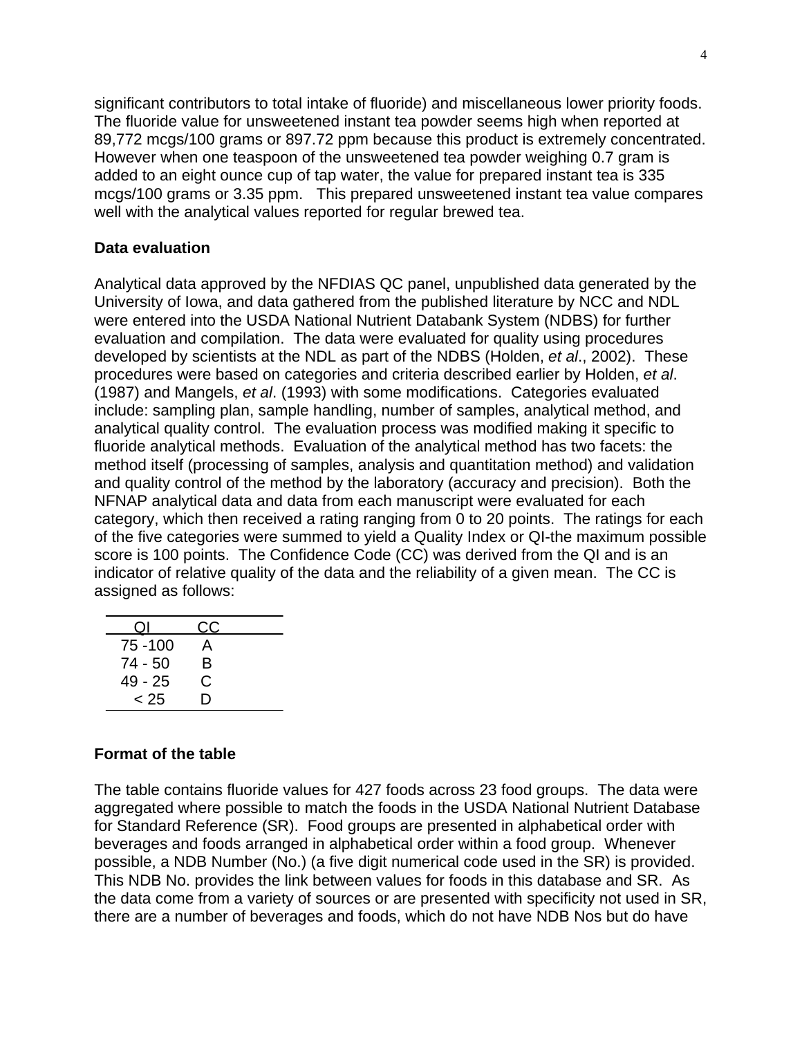significant contributors to total intake of fluoride) and miscellaneous lower priority foods. The fluoride value for unsweetened instant tea powder seems high when reported at 89,772 mcgs/100 grams or 897.72 ppm because this product is extremely concentrated. However when one teaspoon of the unsweetened tea powder weighing 0.7 gram is added to an eight ounce cup of tap water, the value for prepared instant tea is 335 mcgs/100 grams or 3.35 ppm. This prepared unsweetened instant tea value compares well with the analytical values reported for regular brewed tea.

**Data evaluation**

Analytical data approved by the NFDIAS QC panel, unpublished data generated by the University of Iowa, and data gathered from the published literature by NCC and NDL were entered into the USDA National Nutrient Databank System (NDBS) for further evaluation and compilation. The data were evaluated for quality using procedures developed by scientists at the NDL as part of the NDBS (Holden, *et al*., 2002). These procedures were based on categories and criteria described earlier by Holden, *et al*. (1987) and Mangels, *et al*. (1993) with some modifications. Categories evaluated include: sampling plan, sample handling, number of samples, analytical method, and analytical quality control. The evaluation process was modified making it specific to fluoride analytical methods. Evaluation of the analytical method has two facets: the method itself (processing of samples, analysis and quantitation method) and validation and quality control of the method by the laboratory (accuracy and precision). Both the NFNAP analytical data and data from each manuscript were evaluated for each category, which then received a rating ranging from 0 to 20 points. The ratings for each of the five categories were summed to yield a Quality Index or QI-the maximum possible score is 100 points. The Confidence Code (CC) was derived from the QI and is an indicator of relative quality of the data and the reliability of a given mean. The CC is assigned as follows:

| QI | CC |
|---|---|
| 75 -100 | A |
| 74 - 50 | B |
| 49 - 25 | C |
| < 25 | D |

**Format of the table**

The table contains fluoride values for 427 foods across 23 food groups. The data were aggregated where possible to match the foods in the USDA National Nutrient Database for Standard Reference (SR). Food groups are presented in alphabetical order with beverages and foods arranged in alphabetical order within a food group. Whenever possible, a NDB Number (No.) (a five digit numerical code used in the SR) is provided. This NDB No. provides the link between values for foods in this database and SR. As the data come from a variety of sources or are presented with specificity not used in SR, there are a number of beverages and foods, which do not have NDB Nos but do have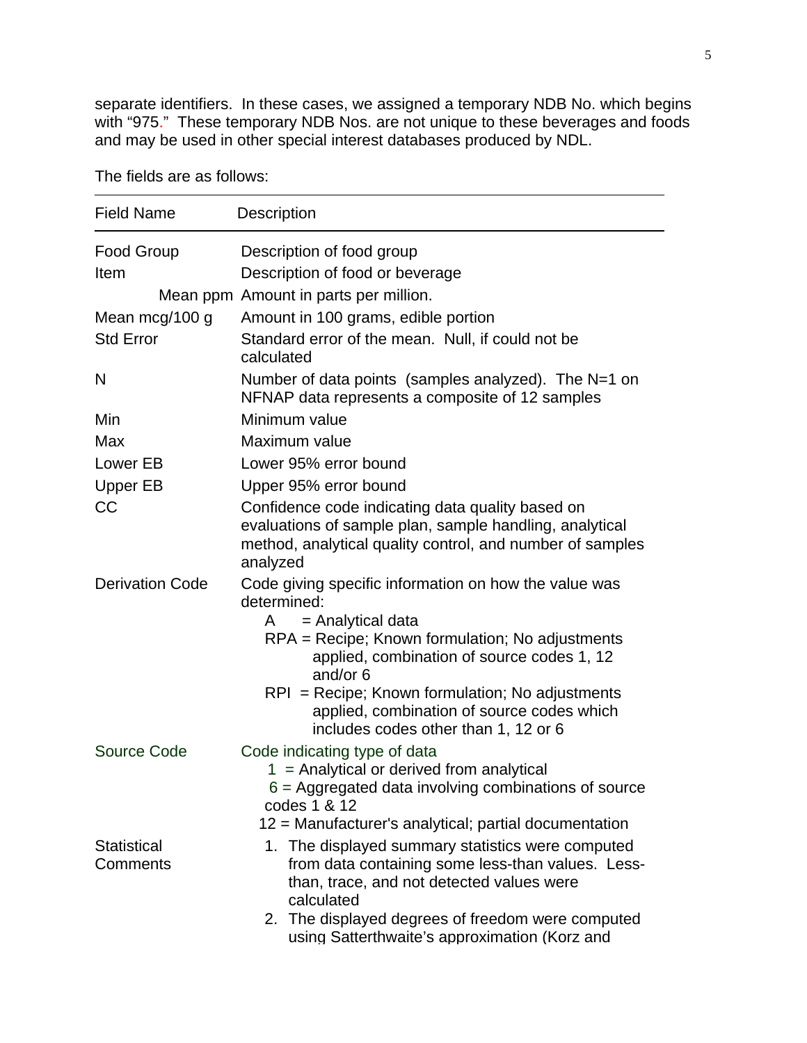separate identifiers. In these cases, we assigned a temporary NDB No. which begins with “975.” These temporary NDB Nos. are not unique to these beverages and foods and may be used in other special interest databases produced by NDL.

The fields are as follows:

| Field Name | Description |
|---|---|
| Food Group | Description of food group |
| Item | Description of food or beverage |
| Mean ppm | Amount in parts per million. |
| Mean mcg/100 g | Amount in 100 grams, edible portion |
| Std Error | Standard error of the mean. Null, if could not be calculated |
| N | Number of data points (samples analyzed). The N=1 on NFNAP data represents a composite of 12 samples |
| Min | Minimum value |
| Max | Maximum value |
| Lower EB | Lower 95% error bound |
| Upper EB | Upper 95% error bound |
| CC | Confidence code indicating data quality based on evaluations of sample plan, sample handling, analytical method, analytical quality control, and number of samples analyzed |
| Derivation Code | Code giving specific information on how the value was determined:<br>A = Analytical data<br>RPA = Recipe; Known formulation; No adjustments applied, combination of source codes 1, 12 and/or 6<br>RPI = Recipe; Known formulation; No adjustments applied, combination of source codes which includes codes other than 1, 12 or 6 |
| Source Code | Code indicating type of data<br>1 = Analytical or derived from analytical<br>6 = Aggregated data involving combinations of source codes 1 & 12<br>12 = Manufacturer's analytical; partial documentation |
| Statistical Comments | 1. The displayed summary statistics were computed from data containing some less-than values. Less-than, trace, and not detected values were calculated<br>2. The displayed degrees of freedom were computed using Satterthwaite’s approximation (Korz and |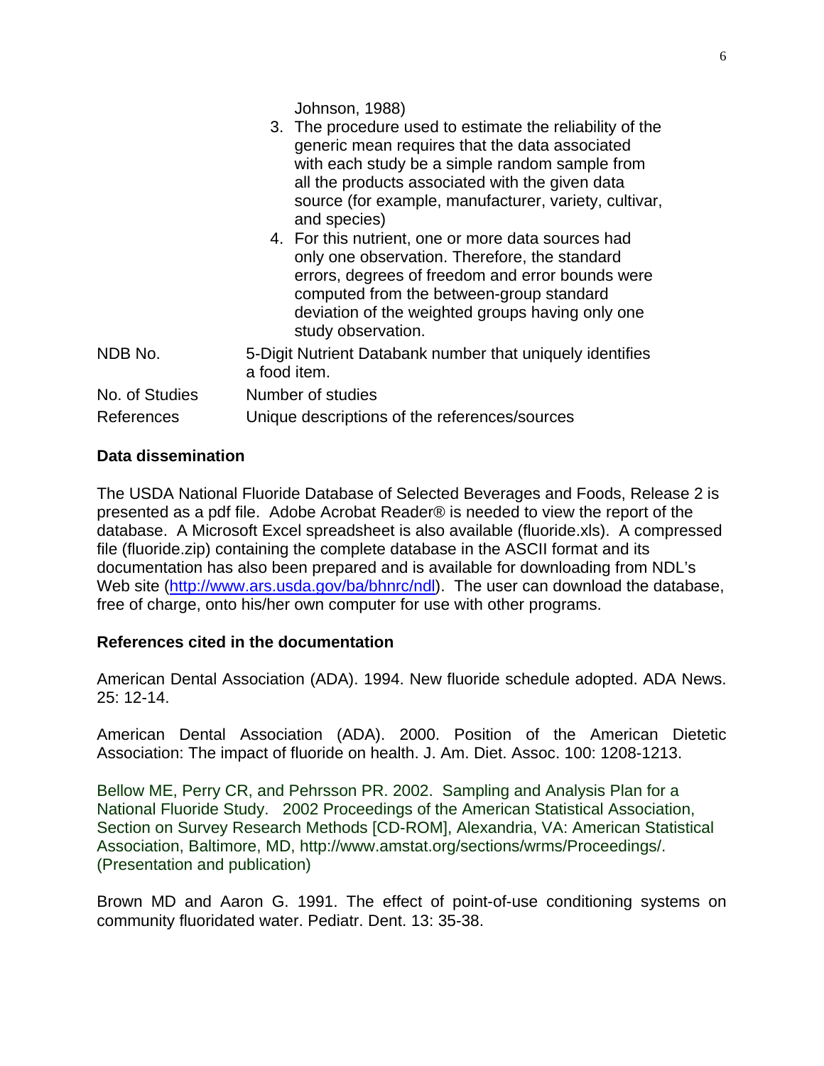Johnson, 1988)

3. The procedure used to estimate the reliability of the generic mean requires that the data associated with each study be a simple random sample from all the products associated with the given data source (for example, manufacturer, variety, cultivar, and species)
4. For this nutrient, one or more data sources had only one observation. Therefore, the standard errors, degrees of freedom and error bounds were computed from the between-group standard deviation of the weighted groups having only one study observation.

| | |
|---|---|
| NDB No. | 5-Digit Nutrient Databank number that uniquely identifies a food item. |
| No. of Studies | Number of studies |
| References | Unique descriptions of the references/sources |

**Data dissemination**

The USDA National Fluoride Database of Selected Beverages and Foods, Release 2 is presented as a pdf file. Adobe Acrobat Reader® is needed to view the report of the database. A Microsoft Excel spreadsheet is also available (fluoride.xls). A compressed file (fluoride.zip) containing the complete database in the ASCII format and its documentation has also been prepared and is available for downloading from NDL's Web site (http://www.ars.usda.gov/ba/bhnrc/ndl). The user can download the database, free of charge, onto his/her own computer for use with other programs.

**References cited in the documentation**

American Dental Association (ADA). 1994. New fluoride schedule adopted. ADA News. 25: 12-14.

American Dental Association (ADA). 2000. Position of the American Dietetic Association: The impact of fluoride on health. J. Am. Diet. Assoc. 100: 1208-1213.

Bellow ME, Perry CR, and Pehrsson PR. 2002. Sampling and Analysis Plan for a National Fluoride Study. 2002 Proceedings of the American Statistical Association, Section on Survey Research Methods [CD-ROM], Alexandria, VA: American Statistical Association, Baltimore, MD, http://www.amstat.org/sections/wrms/Proceedings/. (Presentation and publication)

Brown MD and Aaron G. 1991. The effect of point-of-use conditioning systems on community fluoridated water. Pediatr. Dent. 13: 35-38.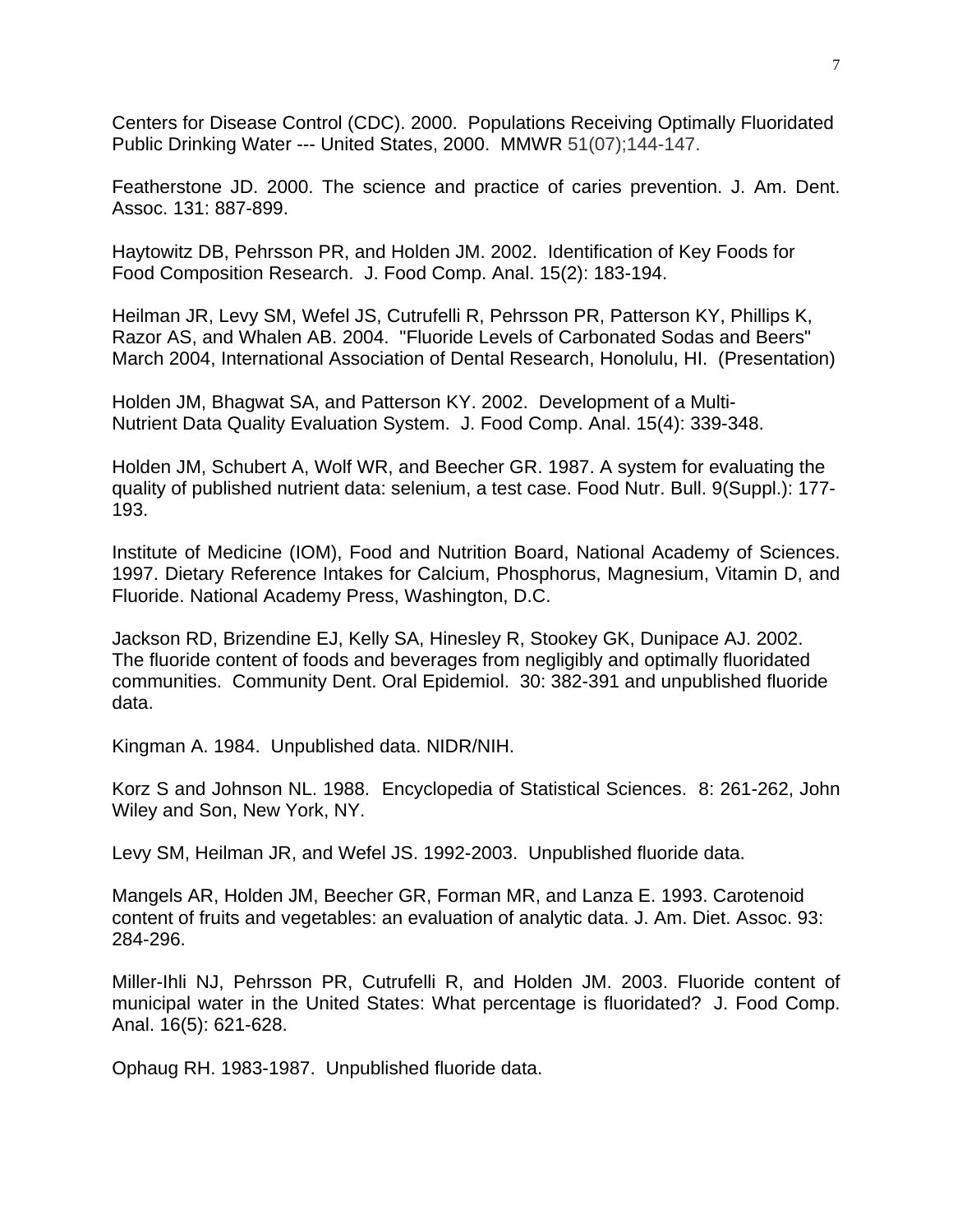Centers for Disease Control (CDC). 2000. Populations Receiving Optimally Fluoridated Public Drinking Water --- United States, 2000. MMWR 51(07);144-147.

Featherstone JD. 2000. The science and practice of caries prevention. J. Am. Dent. Assoc. 131: 887-899.

Haytowitz DB, Pehrsson PR, and Holden JM. 2002. Identification of Key Foods for Food Composition Research. J. Food Comp. Anal. 15(2): 183-194.

Heilman JR, Levy SM, Wefel JS, Cutrufelli R, Pehrsson PR, Patterson KY, Phillips K, Razor AS, and Whalen AB. 2004. "Fluoride Levels of Carbonated Sodas and Beers" March 2004, International Association of Dental Research, Honolulu, HI. (Presentation)

Holden JM, Bhagwat SA, and Patterson KY. 2002. Development of a Multi-Nutrient Data Quality Evaluation System. J. Food Comp. Anal. 15(4): 339-348.

Holden JM, Schubert A, Wolf WR, and Beecher GR. 1987. A system for evaluating the quality of published nutrient data: selenium, a test case. Food Nutr. Bull. 9(Suppl.): 177-193.

Institute of Medicine (IOM), Food and Nutrition Board, National Academy of Sciences. 1997. Dietary Reference Intakes for Calcium, Phosphorus, Magnesium, Vitamin D, and Fluoride. National Academy Press, Washington, D.C.

Jackson RD, Brizendine EJ, Kelly SA, Hinesley R, Stookey GK, Dunipace AJ. 2002. The fluoride content of foods and beverages from negligibly and optimally fluoridated communities. Community Dent. Oral Epidemiol. 30: 382-391 and unpublished fluoride data.

Kingman A. 1984. Unpublished data. NIDR/NIH.

Korz S and Johnson NL. 1988. Encyclopedia of Statistical Sciences. 8: 261-262, John Wiley and Son, New York, NY.

Levy SM, Heilman JR, and Wefel JS. 1992-2003. Unpublished fluoride data.

Mangels AR, Holden JM, Beecher GR, Forman MR, and Lanza E. 1993. Carotenoid content of fruits and vegetables: an evaluation of analytic data. J. Am. Diet. Assoc. 93: 284-296.

Miller-Ihli NJ, Pehrsson PR, Cutrufelli R, and Holden JM. 2003. Fluoride content of municipal water in the United States: What percentage is fluoridated? J. Food Comp. Anal. 16(5): 621-628.

Ophaug RH. 1983-1987. Unpublished fluoride data.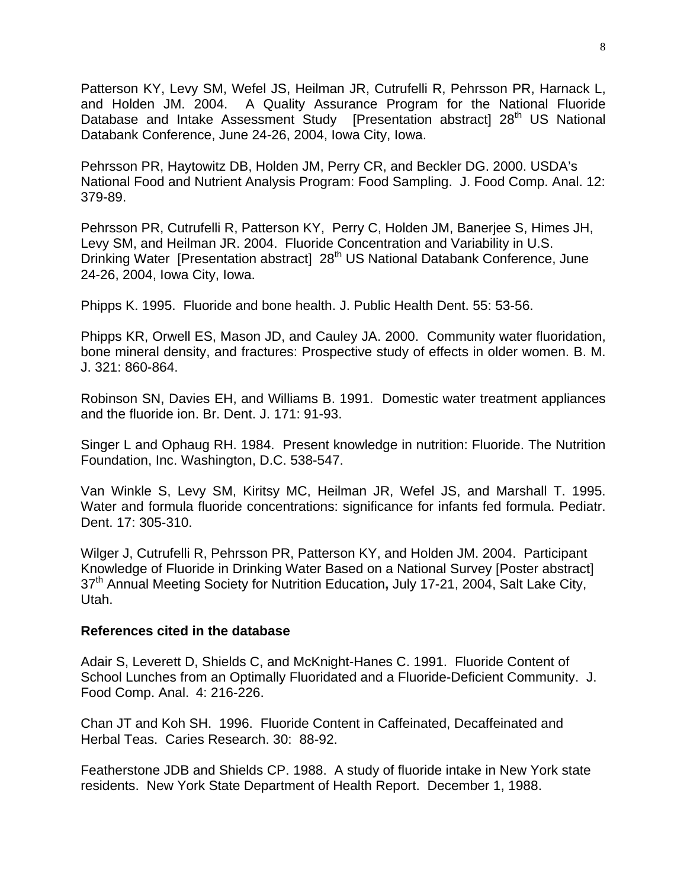Patterson KY, Levy SM, Wefel JS, Heilman JR, Cutrufelli R, Pehrsson PR, Harnack L, and Holden JM. 2004. A Quality Assurance Program for the National Fluoride Database and Intake Assessment Study [Presentation abstract] 28th US National Databank Conference, June 24-26, 2004, Iowa City, Iowa.

Pehrsson PR, Haytowitz DB, Holden JM, Perry CR, and Beckler DG. 2000. USDA's National Food and Nutrient Analysis Program: Food Sampling. J. Food Comp. Anal. 12: 379-89.

Pehrsson PR, Cutrufelli R, Patterson KY, Perry C, Holden JM, Banerjee S, Himes JH, Levy SM, and Heilman JR. 2004. Fluoride Concentration and Variability in U.S. Drinking Water [Presentation abstract] 28th US National Databank Conference, June 24-26, 2004, Iowa City, Iowa.

Phipps K. 1995. Fluoride and bone health. J. Public Health Dent. 55: 53-56.

Phipps KR, Orwell ES, Mason JD, and Cauley JA. 2000. Community water fluoridation, bone mineral density, and fractures: Prospective study of effects in older women. B. M. J. 321: 860-864.

Robinson SN, Davies EH, and Williams B. 1991. Domestic water treatment appliances and the fluoride ion. Br. Dent. J. 171: 91-93.

Singer L and Ophaug RH. 1984. Present knowledge in nutrition: Fluoride. The Nutrition Foundation, Inc. Washington, D.C. 538-547.

Van Winkle S, Levy SM, Kiritsy MC, Heilman JR, Wefel JS, and Marshall T. 1995. Water and formula fluoride concentrations: significance for infants fed formula. Pediatr. Dent. 17: 305-310.

Wilger J, Cutrufelli R, Pehrsson PR, Patterson KY, and Holden JM. 2004. Participant Knowledge of Fluoride in Drinking Water Based on a National Survey [Poster abstract] 37th Annual Meeting Society for Nutrition Education**,** July 17-21, 2004, Salt Lake City, Utah.

**References cited in the database**

Adair S, Leverett D, Shields C, and McKnight-Hanes C. 1991. Fluoride Content of School Lunches from an Optimally Fluoridated and a Fluoride-Deficient Community. J. Food Comp. Anal. 4: 216-226.

Chan JT and Koh SH. 1996. Fluoride Content in Caffeinated, Decaffeinated and Herbal Teas. Caries Research. 30: 88-92.

Featherstone JDB and Shields CP. 1988. A study of fluoride intake in New York state residents. New York State Department of Health Report. December 1, 1988.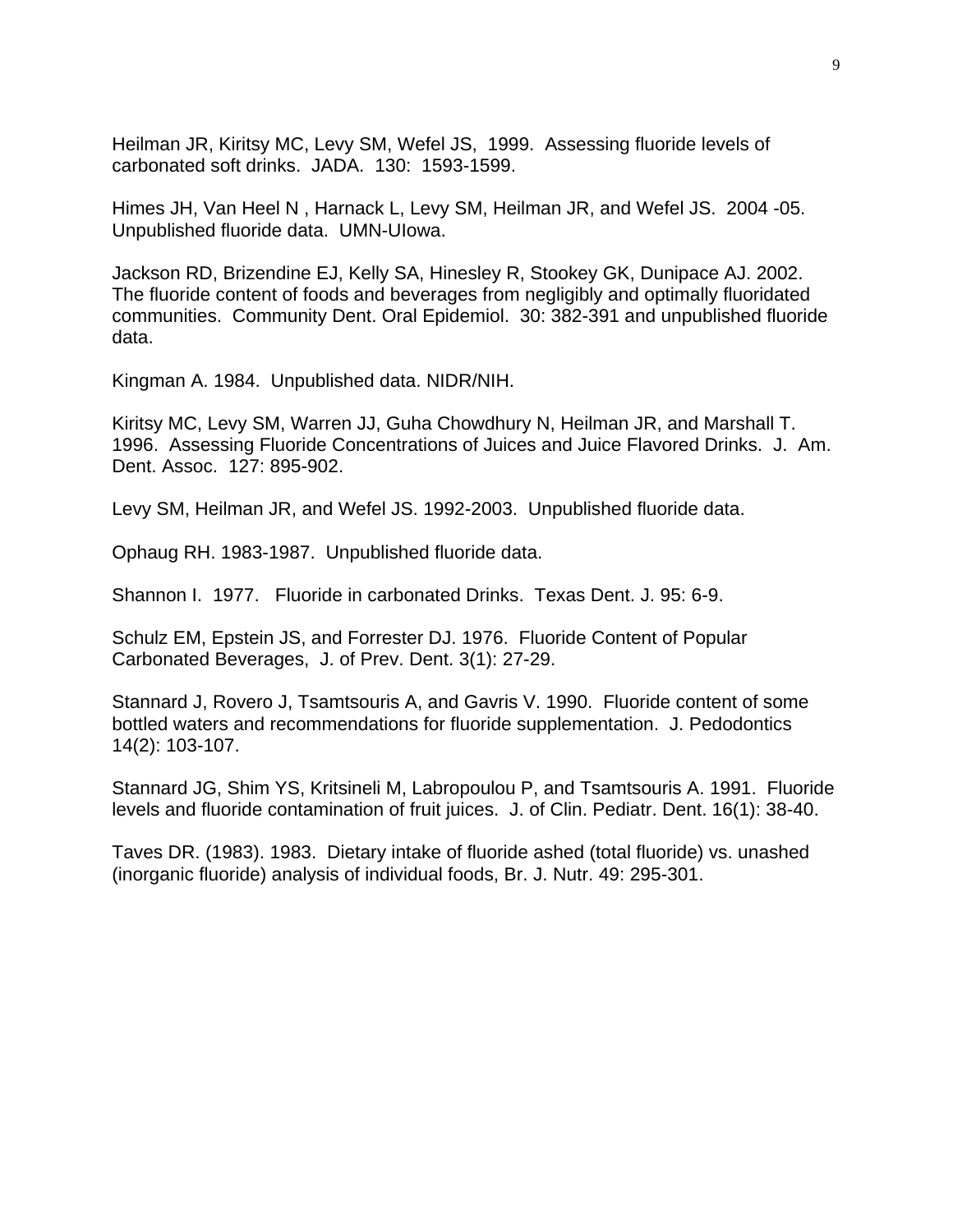Heilman JR, Kiritsy MC, Levy SM, Wefel JS, 1999. Assessing fluoride levels of carbonated soft drinks. JADA. 130: 1593-1599.

Himes JH, Van Heel N , Harnack L, Levy SM, Heilman JR, and Wefel JS. 2004 -05. Unpublished fluoride data. UMN-UIowa.

Jackson RD, Brizendine EJ, Kelly SA, Hinesley R, Stookey GK, Dunipace AJ. 2002. The fluoride content of foods and beverages from negligibly and optimally fluoridated communities. Community Dent. Oral Epidemiol. 30: 382-391 and unpublished fluoride data.

Kingman A. 1984. Unpublished data. NIDR/NIH.

Kiritsy MC, Levy SM, Warren JJ, Guha Chowdhury N, Heilman JR, and Marshall T. 1996. Assessing Fluoride Concentrations of Juices and Juice Flavored Drinks. J. Am. Dent. Assoc. 127: 895-902.

Levy SM, Heilman JR, and Wefel JS. 1992-2003. Unpublished fluoride data.

Ophaug RH. 1983-1987. Unpublished fluoride data.

Shannon I. 1977. Fluoride in carbonated Drinks. Texas Dent. J. 95: 6-9.

Schulz EM, Epstein JS, and Forrester DJ. 1976. Fluoride Content of Popular Carbonated Beverages, J. of Prev. Dent. 3(1): 27-29.

Stannard J, Rovero J, Tsamtsouris A, and Gavris V. 1990. Fluoride content of some bottled waters and recommendations for fluoride supplementation. J. Pedodontics 14(2): 103-107.

Stannard JG, Shim YS, Kritsineli M, Labropoulou P, and Tsamtsouris A. 1991. Fluoride levels and fluoride contamination of fruit juices. J. of Clin. Pediatr. Dent. 16(1): 38-40.

Taves DR. (1983). 1983. Dietary intake of fluoride ashed (total fluoride) vs. unashed (inorganic fluoride) analysis of individual foods, Br. J. Nutr. 49: 295-301.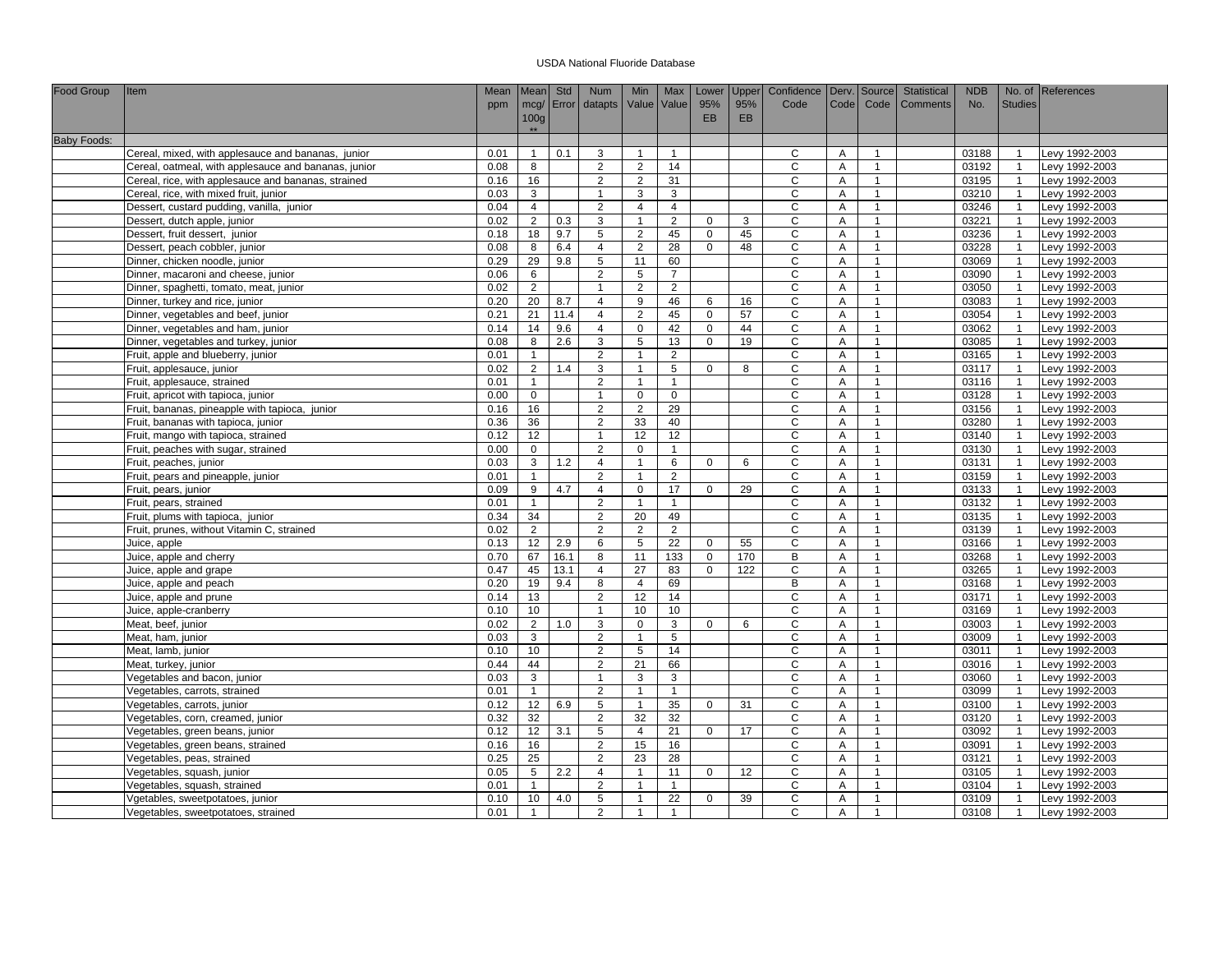USDA National Fluoride Database

| Food Group | Item | Mean ppm | Mean mcg/ 100g ** | Std Error | Num datapts | Min Value | Max Value | Lower 95% EB | Upper 95% EB | Confidence Code | Derv. Code | Source Code | Statistical Comments | NDB No. | No. of Studies | References |
|---|---|---|---|---|---|---|---|---|---|---|---|---|---|---|---|---|
| Baby Foods: | | | | | | | | | | | | | | | | |
| | Cereal, mixed, with applesauce and bananas, junior | 0.01 | 1 | 0.1 | 3 | 1 | 1 | | | C | A | 1 | | 03188 | 1 | Levy 1992-2003 |
| | Cereal, oatmeal, with applesauce and bananas, junior | 0.08 | 8 | | 2 | 2 | 14 | | | C | A | 1 | | 03192 | 1 | Levy 1992-2003 |
| | Cereal, rice, with applesauce and bananas, strained | 0.16 | 16 | | 2 | 2 | 31 | | | C | A | 1 | | 03195 | 1 | Levy 1992-2003 |
| | Cereal, rice, with mixed fruit, junior | 0.03 | 3 | | 1 | 3 | 3 | | | C | A | 1 | | 03210 | 1 | Levy 1992-2003 |
| | Dessert, custard pudding, vanilla, junior | 0.04 | 4 | | 2 | 4 | 4 | | | C | A | 1 | | 03246 | 1 | Levy 1992-2003 |
| | Dessert, dutch apple, junior | 0.02 | 2 | 0.3 | 3 | 1 | 2 | 0 | 3 | C | A | 1 | | 03221 | 1 | Levy 1992-2003 |
| | Dessert, fruit dessert, junior | 0.18 | 18 | 9.7 | 5 | 2 | 45 | 0 | 45 | C | A | 1 | | 03236 | 1 | Levy 1992-2003 |
| | Dessert, peach cobbler, junior | 0.08 | 8 | 6.4 | 4 | 2 | 28 | 0 | 48 | C | A | 1 | | 03228 | 1 | Levy 1992-2003 |
| | Dinner, chicken noodle, junior | 0.29 | 29 | 9.8 | 5 | 11 | 60 | | | C | A | 1 | | 03069 | 1 | Levy 1992-2003 |
| | Dinner, macaroni and cheese, junior | 0.06 | 6 | | 2 | 5 | 7 | | | C | A | 1 | | 03090 | 1 | Levy 1992-2003 |
| | Dinner, spaghetti, tomato, meat, junior | 0.02 | 2 | | 1 | 2 | 2 | | | C | A | 1 | | 03050 | 1 | Levy 1992-2003 |
| | Dinner, turkey and rice, junior | 0.20 | 20 | 8.7 | 4 | 9 | 46 | 6 | 16 | C | A | 1 | | 03083 | 1 | Levy 1992-2003 |
| | Dinner, vegetables and beef, junior | 0.21 | 21 | 11.4 | 4 | 2 | 45 | 0 | 57 | C | A | 1 | | 03054 | 1 | Levy 1992-2003 |
| | Dinner, vegetables and ham, junior | 0.14 | 14 | 9.6 | 4 | 0 | 42 | 0 | 44 | C | A | 1 | | 03062 | 1 | Levy 1992-2003 |
| | Dinner, vegetables and turkey, junior | 0.08 | 8 | 2.6 | 3 | 5 | 13 | 0 | 19 | C | A | 1 | | 03085 | 1 | Levy 1992-2003 |
| | Fruit, apple and blueberry, junior | 0.01 | 1 | | 2 | 1 | 2 | | | C | A | 1 | | 03165 | 1 | Levy 1992-2003 |
| | Fruit, applesauce, junior | 0.02 | 2 | 1.4 | 3 | 1 | 5 | 0 | 8 | C | A | 1 | | 03117 | 1 | Levy 1992-2003 |
| | Fruit, applesauce, strained | 0.01 | 1 | | 2 | 1 | 1 | | | C | A | 1 | | 03116 | 1 | Levy 1992-2003 |
| | Fruit, apricot with tapioca, junior | 0.00 | 0 | | 1 | 0 | 0 | | | C | A | 1 | | 03128 | 1 | Levy 1992-2003 |
| | Fruit, bananas, pineapple with tapioca, junior | 0.16 | 16 | | 2 | 2 | 29 | | | C | A | 1 | | 03156 | 1 | Levy 1992-2003 |
| | Fruit, bananas with tapioca, junior | 0.36 | 36 | | 2 | 33 | 40 | | | C | A | 1 | | 03280 | 1 | Levy 1992-2003 |
| | Fruit, mango with tapioca, strained | 0.12 | 12 | | 1 | 12 | 12 | | | C | A | 1 | | 03140 | 1 | Levy 1992-2003 |
| | Fruit, peaches with sugar, strained | 0.00 | 0 | | 2 | 0 | 1 | | | C | A | 1 | | 03130 | 1 | Levy 1992-2003 |
| | Fruit, peaches, junior | 0.03 | 3 | 1.2 | 4 | 1 | 6 | 0 | 6 | C | A | 1 | | 03131 | 1 | Levy 1992-2003 |
| | Fruit, pears and pineapple, junior | 0.01 | 1 | | 2 | 1 | 2 | | | C | A | 1 | | 03159 | 1 | Levy 1992-2003 |
| | Fruit, pears, junior | 0.09 | 9 | 4.7 | 4 | 0 | 17 | 0 | 29 | C | A | 1 | | 03133 | 1 | Levy 1992-2003 |
| | Fruit, pears, strained | 0.01 | 1 | | 2 | 1 | 1 | | | C | A | 1 | | 03132 | 1 | Levy 1992-2003 |
| | Fruit, plums with tapioca, junior | 0.34 | 34 | | 2 | 20 | 49 | | | C | A | 1 | | 03135 | 1 | Levy 1992-2003 |
| | Fruit, prunes, without Vitamin C, strained | 0.02 | 2 | | 2 | 2 | 2 | | | C | A | 1 | | 03139 | 1 | Levy 1992-2003 |
| | Juice, apple | 0.13 | 12 | 2.9 | 6 | 5 | 22 | 0 | 55 | C | A | 1 | | 03166 | 1 | Levy 1992-2003 |
| | Juice, apple and cherry | 0.70 | 67 | 16.1 | 8 | 11 | 133 | 0 | 170 | B | A | 1 | | 03268 | 1 | Levy 1992-2003 |
| | Juice, apple and grape | 0.47 | 45 | 13.1 | 4 | 27 | 83 | 0 | 122 | C | A | 1 | | 03265 | 1 | Levy 1992-2003 |
| | Juice, apple and peach | 0.20 | 19 | 9.4 | 8 | 4 | 69 | | | B | A | 1 | | 03168 | 1 | Levy 1992-2003 |
| | Juice, apple and prune | 0.14 | 13 | | 2 | 12 | 14 | | | C | A | 1 | | 03171 | 1 | Levy 1992-2003 |
| | Juice, apple-cranberry | 0.10 | 10 | | 1 | 10 | 10 | | | C | A | 1 | | 03169 | 1 | Levy 1992-2003 |
| | Meat, beef, junior | 0.02 | 2 | 1.0 | 3 | 0 | 3 | 0 | 6 | C | A | 1 | | 03003 | 1 | Levy 1992-2003 |
| | Meat, ham, junior | 0.03 | 3 | | 2 | 1 | 5 | | | C | A | 1 | | 03009 | 1 | Levy 1992-2003 |
| | Meat, lamb, junior | 0.10 | 10 | | 2 | 5 | 14 | | | C | A | 1 | | 03011 | 1 | Levy 1992-2003 |
| | Meat, turkey, junior | 0.44 | 44 | | 2 | 21 | 66 | | | C | A | 1 | | 03016 | 1 | Levy 1992-2003 |
| | Vegetables and bacon, junior | 0.03 | 3 | | 1 | 3 | 3 | | | C | A | 1 | | 03060 | 1 | Levy 1992-2003 |
| | Vegetables, carrots, strained | 0.01 | 1 | | 2 | 1 | 1 | | | C | A | 1 | | 03099 | 1 | Levy 1992-2003 |
| | Vegetables, carrots, junior | 0.12 | 12 | 6.9 | 5 | 1 | 35 | 0 | 31 | C | A | 1 | | 03100 | 1 | Levy 1992-2003 |
| | Vegetables, corn, creamed, junior | 0.32 | 32 | | 2 | 32 | 32 | | | C | A | 1 | | 03120 | 1 | Levy 1992-2003 |
| | Vegetables, green beans, junior | 0.12 | 12 | 3.1 | 5 | 4 | 21 | 0 | 17 | C | A | 1 | | 03092 | 1 | Levy 1992-2003 |
| | Vegetables, green beans, strained | 0.16 | 16 | | 2 | 15 | 16 | | | C | A | 1 | | 03091 | 1 | Levy 1992-2003 |
| | Vegetables, peas, strained | 0.25 | 25 | | 2 | 23 | 28 | | | C | A | 1 | | 03121 | 1 | Levy 1992-2003 |
| | Vegetables, squash, junior | 0.05 | 5 | 2.2 | 4 | 1 | 11 | 0 | 12 | C | A | 1 | | 03105 | 1 | Levy 1992-2003 |
| | Vegetables, squash, strained | 0.01 | 1 | | 2 | 1 | 1 | | | C | A | 1 | | 03104 | 1 | Levy 1992-2003 |
| | Vgetables, sweetpotatoes, junior | 0.10 | 10 | 4.0 | 5 | 1 | 22 | 0 | 39 | C | A | 1 | | 03109 | 1 | Levy 1992-2003 |
| | Vegetables, sweetpotatoes, strained | 0.01 | 1 | | 2 | 1 | 1 | | | C | A | 1 | | 03108 | 1 | Levy 1992-2003 |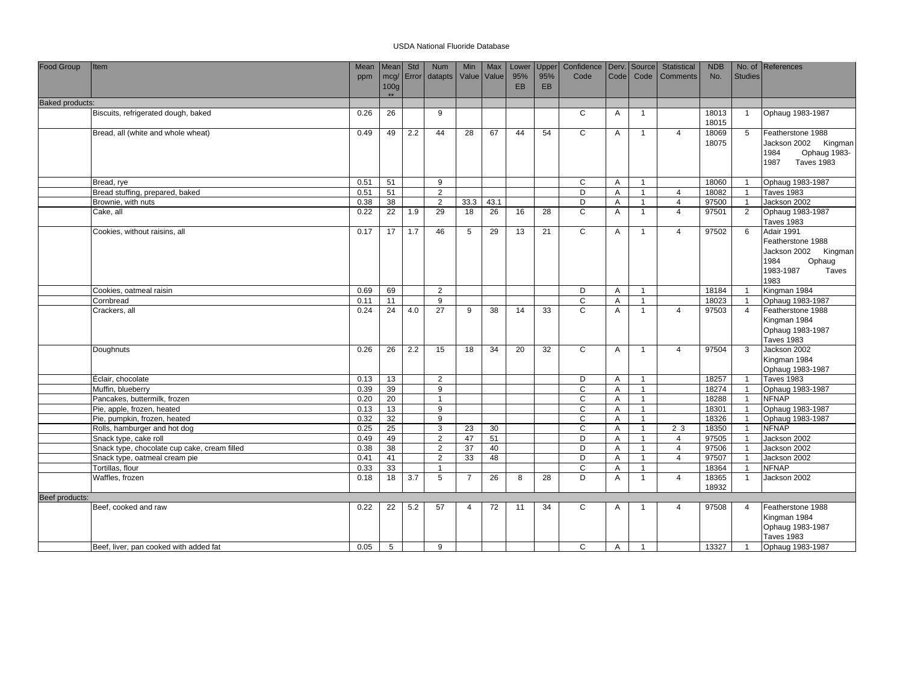# USDA National Fluoride Database

| Food Group | Item | Mean ppm | Mean mcg/ 100g ** | Std Error | Num datapts | Min Value | Max Value | Lower 95% EB | Upper 95% EB | Confidence Code | Derv. Code | Source Code | Statistical Comments | NDB No. | No. of Studies | References |
|---|---|---|---|---|---|---|---|---|---|---|---|---|---|---|---|---|
| Baked products: | | | | | | | | | | | | | | | | |
| | Biscuits, refrigerated dough, baked | 0.26 | 26 | | 9 | | | | | C | A | 1 | | 18013 18015 | 1 | Ophaug 1983-1987 |
| | Bread, all (white and whole wheat) | 0.49 | 49 | 2.2 | 44 | 28 | 67 | 44 | 54 | C | A | 1 | 4 | 18069 18075 | 5 | Featherstone 1988 Jackson 2002 Kingman 1984 Ophaug 1983-1987 Taves 1983 |
| | Bread, rye | 0.51 | 51 | | 9 | | | | | C | A | 1 | | 18060 | 1 | Ophaug 1983-1987 |
| | Bread stuffing, prepared, baked | 0.51 | 51 | | 2 | | | | | D | A | 1 | 4 | 18082 | 1 | Taves 1983 |
| | Brownie, with nuts | 0.38 | 38 | | 2 | 33.3 | 43.1 | | | D | A | 1 | 4 | 97500 | 1 | Jackson 2002 |
| | Cake, all | 0.22 | 22 | 1.9 | 29 | 18 | 26 | 16 | 28 | C | A | 1 | 4 | 97501 | 2 | Ophaug 1983-1987 Taves 1983 |
| | Cookies, without raisins, all | 0.17 | 17 | 1.7 | 46 | 5 | 29 | 13 | 21 | C | A | 1 | 4 | 97502 | 6 | Adair 1991 Featherstone 1988 Jackson 2002 Kingman 1984 Ophaug 1983-1987 Taves 1983 |
| | Cookies, oatmeal raisin | 0.69 | 69 | | 2 | | | | | D | A | 1 | | 18184 | 1 | Kingman 1984 |
| | Cornbread | 0.11 | 11 | | 9 | | | | | C | A | 1 | | 18023 | 1 | Ophaug 1983-1987 |
| | Crackers, all | 0.24 | 24 | 4.0 | 27 | 9 | 38 | 14 | 33 | C | A | 1 | 4 | 97503 | 4 | Featherstone 1988 Kingman 1984 Ophaug 1983-1987 Taves 1983 |
| | Doughnuts | 0.26 | 26 | 2.2 | 15 | 18 | 34 | 20 | 32 | C | A | 1 | 4 | 97504 | 3 | Jackson 2002 Kingman 1984 Ophaug 1983-1987 |
| | Éclair, chocolate | 0.13 | 13 | | 2 | | | | | D | A | 1 | | 18257 | 1 | Taves 1983 |
| | Muffin, blueberry | 0.39 | 39 | | 9 | | | | | C | A | 1 | | 18274 | 1 | Ophaug 1983-1987 |
| | Pancakes, buttermilk, frozen | 0.20 | 20 | | 1 | | | | | C | A | 1 | | 18288 | 1 | NFNAP |
| | Pie, apple, frozen, heated | 0.13 | 13 | | 9 | | | | | C | A | 1 | | 18301 | 1 | Ophaug 1983-1987 |
| | Pie, pumpkin, frozen, heated | 0.32 | 32 | | 9 | | | | | C | A | 1 | | 18326 | 1 | Ophaug 1983-1987 |
| | Rolls, hamburger and hot dog | 0.25 | 25 | | 3 | 23 | 30 | | | C | A | 1 | 2 3 | 18350 | 1 | NFNAP |
| | Snack type, cake roll | 0.49 | 49 | | 2 | 47 | 51 | | | D | A | 1 | 4 | 97505 | 1 | Jackson 2002 |
| | Snack type, chocolate cup cake, cream filled | 0.38 | 38 | | 2 | 37 | 40 | | | D | A | 1 | 4 | 97506 | 1 | Jackson 2002 |
| | Snack type, oatmeal cream pie | 0.41 | 41 | | 2 | 33 | 48 | | | D | A | 1 | 4 | 97507 | 1 | Jackson 2002 |
| | Tortillas, flour | 0.33 | 33 | | 1 | | | | | C | A | 1 | | 18364 | 1 | NFNAP |
| | Waffles, frozen | 0.18 | 18 | 3.7 | 5 | 7 | 26 | 8 | 28 | D | A | 1 | 4 | 18365 18932 | 1 | Jackson 2002 |
| Beef products: | | | | | | | | | | | | | | | | |
| | Beef, cooked and raw | 0.22 | 22 | 5.2 | 57 | 4 | 72 | 11 | 34 | C | A | 1 | 4 | 97508 | 4 | Featherstone 1988 Kingman 1984 Ophaug 1983-1987 Taves 1983 |
| | Beef, liver, pan cooked with added fat | 0.05 | 5 | | 9 | | | | | C | A | 1 | | 13327 | 1 | Ophaug 1983-1987 |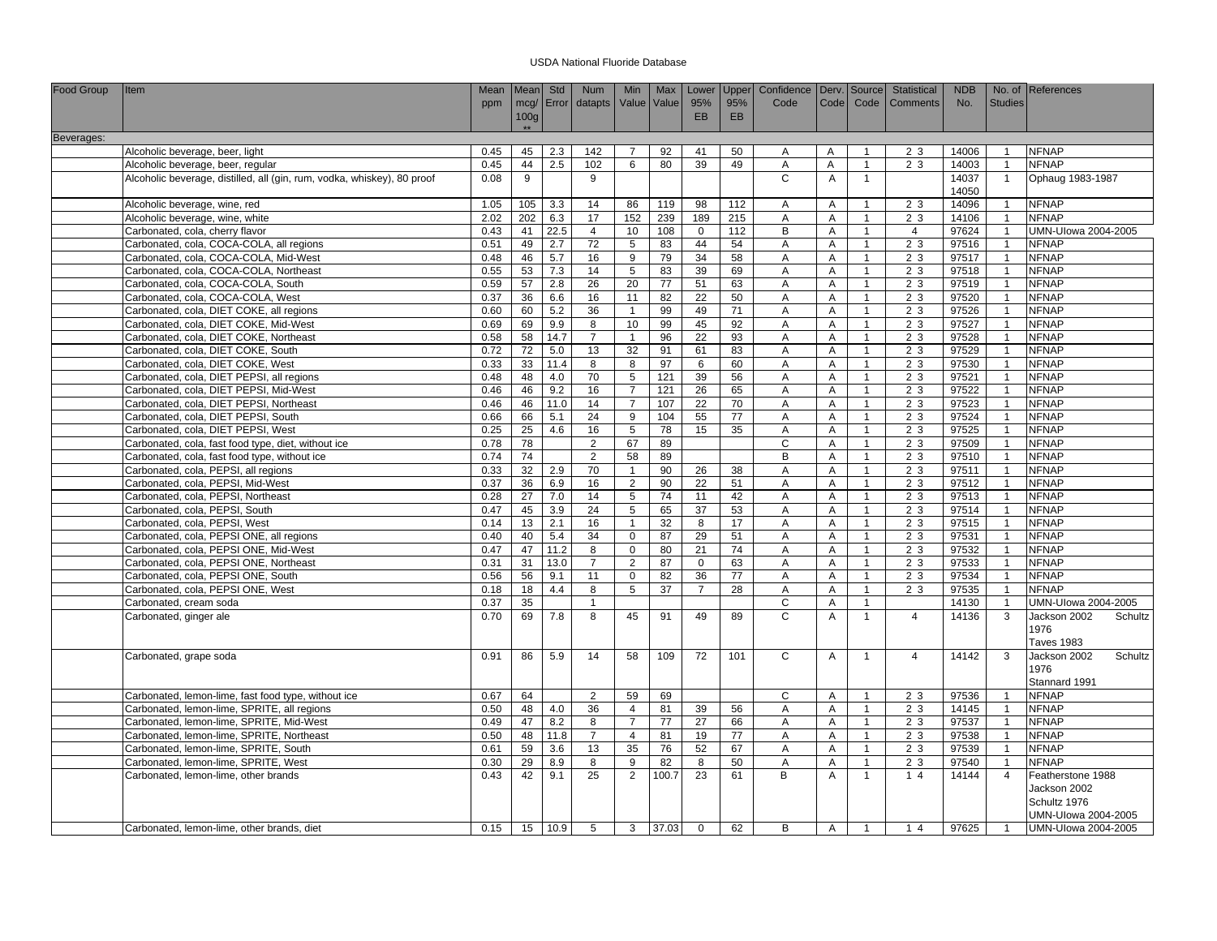USDA National Fluoride Database

| Food Group | Item | Mean ppm | Mean mcg/ 100g ** | Std Error | Num datapts | Min Value | Max Value | Lower 95% EB | Upper 95% EB | Confidence Code | Derv. Code | Source Code | Statistical Comments | NDB No. | No. of Studies | References |
|---|---|---|---|---|---|---|---|---|---|---|---|---|---|---|---|---|
| Beverages: | | | | | | | | | | | | | | | | |
| | Alcoholic beverage, beer, light | 0.45 | 45 | 2.3 | 142 | 7 | 92 | 41 | 50 | A | A | 1 | 2 3 | 14006 | 1 | NFNAP |
| | Alcoholic beverage, beer, regular | 0.45 | 44 | 2.5 | 102 | 6 | 80 | 39 | 49 | A | A | 1 | 2 3 | 14003 | 1 | NFNAP |
| | Alcoholic beverage, distilled, all (gin, rum, vodka, whiskey), 80 proof | 0.08 | 9 | | 9 | | | | | C | A | 1 | | 14037 14050 | 1 | Ophaug 1983-1987 |
| | Alcoholic beverage, wine, red | 1.05 | 105 | 3.3 | 14 | 86 | 119 | 98 | 112 | A | A | 1 | 2 3 | 14096 | 1 | NFNAP |
| | Alcoholic beverage, wine, white | 2.02 | 202 | 6.3 | 17 | 152 | 239 | 189 | 215 | A | A | 1 | 2 3 | 14106 | 1 | NFNAP |
| | Carbonated, cola, cherry flavor | 0.43 | 41 | 22.5 | 4 | 10 | 108 | 0 | 112 | B | A | 1 | 4 | 97624 | 1 | UMN-UIowa 2004-2005 |
| | Carbonated, cola, COCA-COLA, all regions | 0.51 | 49 | 2.7 | 72 | 5 | 83 | 44 | 54 | A | A | 1 | 2 3 | 97516 | 1 | NFNAP |
| | Carbonated, cola, COCA-COLA, Mid-West | 0.48 | 46 | 5.7 | 16 | 9 | 79 | 34 | 58 | A | A | 1 | 2 3 | 97517 | 1 | NFNAP |
| | Carbonated, cola, COCA-COLA, Northeast | 0.55 | 53 | 7.3 | 14 | 5 | 83 | 39 | 69 | A | A | 1 | 2 3 | 97518 | 1 | NFNAP |
| | Carbonated, cola, COCA-COLA, South | 0.59 | 57 | 2.8 | 26 | 20 | 77 | 51 | 63 | A | A | 1 | 2 3 | 97519 | 1 | NFNAP |
| | Carbonated, cola, COCA-COLA, West | 0.37 | 36 | 6.6 | 16 | 11 | 82 | 22 | 50 | A | A | 1 | 2 3 | 97520 | 1 | NFNAP |
| | Carbonated, cola, DIET COKE, all regions | 0.60 | 60 | 5.2 | 36 | 1 | 99 | 49 | 71 | A | A | 1 | 2 3 | 97526 | 1 | NFNAP |
| | Carbonated, cola, DIET COKE, Mid-West | 0.69 | 69 | 9.9 | 8 | 10 | 99 | 45 | 92 | A | A | 1 | 2 3 | 97527 | 1 | NFNAP |
| | Carbonated, cola, DIET COKE, Northeast | 0.58 | 58 | 14.7 | 7 | 1 | 96 | 22 | 93 | A | A | 1 | 2 3 | 97528 | 1 | NFNAP |
| | Carbonated, cola, DIET COKE, South | 0.72 | 72 | 5.0 | 13 | 32 | 91 | 61 | 83 | A | A | 1 | 2 3 | 97529 | 1 | NFNAP |
| | Carbonated, cola, DIET COKE, West | 0.33 | 33 | 11.4 | 8 | 8 | 97 | 6 | 60 | A | A | 1 | 2 3 | 97530 | 1 | NFNAP |
| | Carbonated, cola, DIET PEPSI, all regions | 0.48 | 48 | 4.0 | 70 | 5 | 121 | 39 | 56 | A | A | 1 | 2 3 | 97521 | 1 | NFNAP |
| | Carbonated, cola, DIET PEPSI, Mid-West | 0.46 | 46 | 9.2 | 16 | 7 | 121 | 26 | 65 | A | A | 1 | 2 3 | 97522 | 1 | NFNAP |
| | Carbonated, cola, DIET PEPSI, Northeast | 0.46 | 46 | 11.0 | 14 | 7 | 107 | 22 | 70 | A | A | 1 | 2 3 | 97523 | 1 | NFNAP |
| | Carbonated, cola, DIET PEPSI, South | 0.66 | 66 | 5.1 | 24 | 9 | 104 | 55 | 77 | A | A | 1 | 2 3 | 97524 | 1 | NFNAP |
| | Carbonated, cola, DIET PEPSI, West | 0.25 | 25 | 4.6 | 16 | 5 | 78 | 15 | 35 | A | A | 1 | 2 3 | 97525 | 1 | NFNAP |
| | Carbonated, cola, fast food type, diet, without ice | 0.78 | 78 | | 2 | 67 | 89 | | | C | A | 1 | 2 3 | 97509 | 1 | NFNAP |
| | Carbonated, cola, fast food type, without ice | 0.74 | 74 | | 2 | 58 | 89 | | | B | A | 1 | 2 3 | 97510 | 1 | NFNAP |
| | Carbonated, cola, PEPSI, all regions | 0.33 | 32 | 2.9 | 70 | 1 | 90 | 26 | 38 | A | A | 1 | 2 3 | 97511 | 1 | NFNAP |
| | Carbonated, cola, PEPSI, Mid-West | 0.37 | 36 | 6.9 | 16 | 2 | 90 | 22 | 51 | A | A | 1 | 2 3 | 97512 | 1 | NFNAP |
| | Carbonated, cola, PEPSI, Northeast | 0.28 | 27 | 7.0 | 14 | 5 | 74 | 11 | 42 | A | A | 1 | 2 3 | 97513 | 1 | NFNAP |
| | Carbonated, cola, PEPSI, South | 0.47 | 45 | 3.9 | 24 | 5 | 65 | 37 | 53 | A | A | 1 | 2 3 | 97514 | 1 | NFNAP |
| | Carbonated, cola, PEPSI, West | 0.14 | 13 | 2.1 | 16 | 1 | 32 | 8 | 17 | A | A | 1 | 2 3 | 97515 | 1 | NFNAP |
| | Carbonated, cola, PEPSI ONE, all regions | 0.40 | 40 | 5.4 | 34 | 0 | 87 | 29 | 51 | A | A | 1 | 2 3 | 97531 | 1 | NFNAP |
| | Carbonated, cola, PEPSI ONE, Mid-West | 0.47 | 47 | 11.2 | 8 | 0 | 80 | 21 | 74 | A | A | 1 | 2 3 | 97532 | 1 | NFNAP |
| | Carbonated, cola, PEPSI ONE, Northeast | 0.31 | 31 | 13.0 | 7 | 2 | 87 | 0 | 63 | A | A | 1 | 2 3 | 97533 | 1 | NFNAP |
| | Carbonated, cola, PEPSI ONE, South | 0.56 | 56 | 9.1 | 11 | 0 | 82 | 36 | 77 | A | A | 1 | 2 3 | 97534 | 1 | NFNAP |
| | Carbonated, cola, PEPSI ONE, West | 0.18 | 18 | 4.4 | 8 | 5 | 37 | 7 | 28 | A | A | 1 | 2 3 | 97535 | 1 | NFNAP |
| | Carbonated, cream soda | 0.37 | 35 | | 1 | | | | | C | A | 1 | | 14130 | 1 | UMN-UIowa 2004-2005 |
| | Carbonated, ginger ale | 0.70 | 69 | 7.8 | 8 | 45 | 91 | 49 | 89 | C | A | 1 | 4 | 14136 | 3 | Jackson 2002 Schultz 1976 Taves 1983 |
| | Carbonated, grape soda | 0.91 | 86 | 5.9 | 14 | 58 | 109 | 72 | 101 | C | A | 1 | 4 | 14142 | 3 | Jackson 2002 Schultz 1976 Stannard 1991 |
| | Carbonated, lemon-lime, fast food type, without ice | 0.67 | 64 | | 2 | 59 | 69 | | | C | A | 1 | 2 3 | 97536 | 1 | NFNAP |
| | Carbonated, lemon-lime, SPRITE, all regions | 0.50 | 48 | 4.0 | 36 | 4 | 81 | 39 | 56 | A | A | 1 | 2 3 | 14145 | 1 | NFNAP |
| | Carbonated, lemon-lime, SPRITE, Mid-West | 0.49 | 47 | 8.2 | 8 | 7 | 77 | 27 | 66 | A | A | 1 | 2 3 | 97537 | 1 | NFNAP |
| | Carbonated, lemon-lime, SPRITE, Northeast | 0.50 | 48 | 11.8 | 7 | 4 | 81 | 19 | 77 | A | A | 1 | 2 3 | 97538 | 1 | NFNAP |
| | Carbonated, lemon-lime, SPRITE, South | 0.61 | 59 | 3.6 | 13 | 35 | 76 | 52 | 67 | A | A | 1 | 2 3 | 97539 | 1 | NFNAP |
| | Carbonated, lemon-lime, SPRITE, West | 0.30 | 29 | 8.9 | 8 | 9 | 82 | 8 | 50 | A | A | 1 | 2 3 | 97540 | 1 | NFNAP |
| | Carbonated, lemon-lime, other brands | 0.43 | 42 | 9.1 | 25 | 2 | 100.7 | 23 | 61 | B | A | 1 | 1 4 | 14144 | 4 | Featherstone 1988 Jackson 2002 Schultz 1976 UMN-UIowa 2004-2005 |
| | Carbonated, lemon-lime, other brands, diet | 0.15 | 15 | 10.9 | 5 | 3 | 37.03 | 0 | 62 | B | A | 1 | 1 4 | 97625 | 1 | UMN-UIowa 2004-2005 |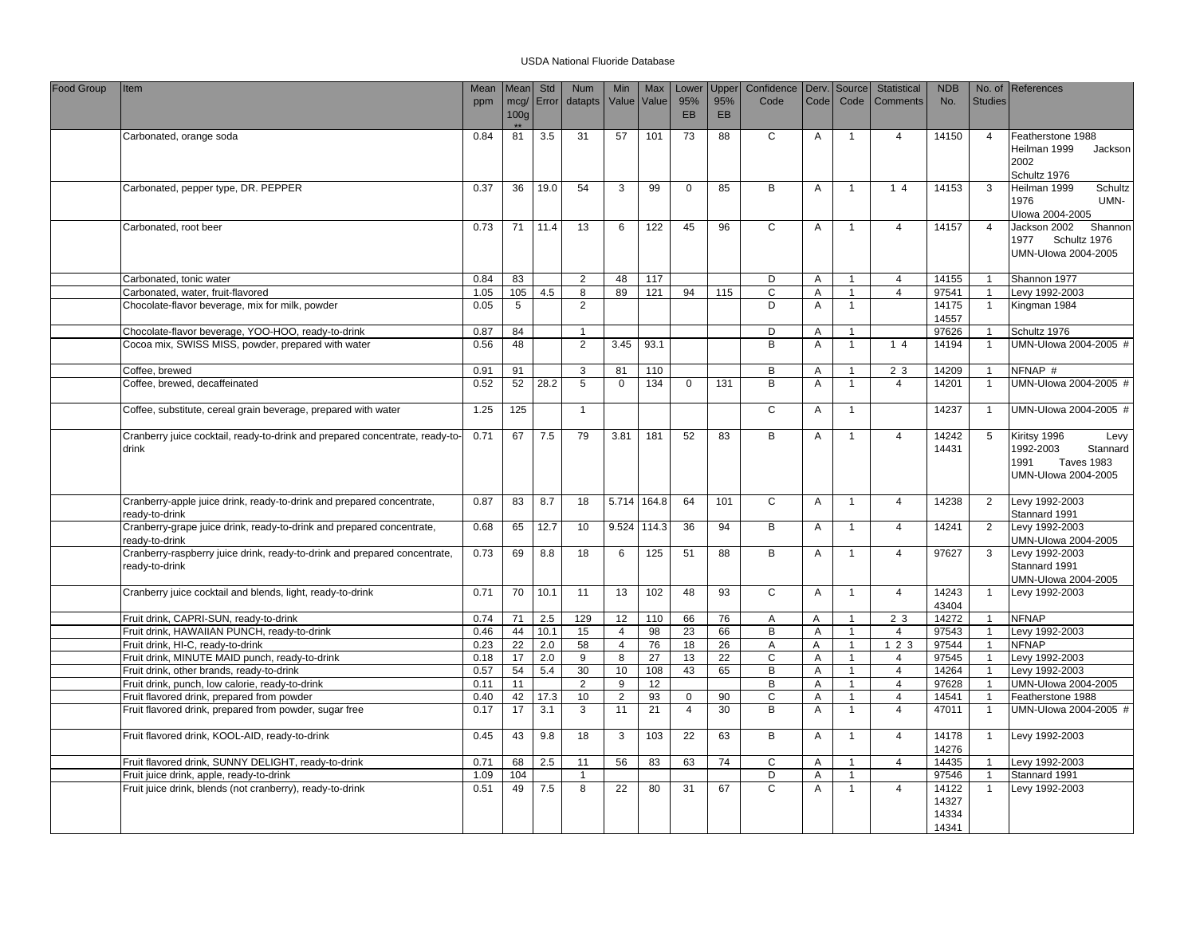USDA National Fluoride Database

| Food Group | Item | Mean ppm | Mean mcg/ 100g ** | Std Error | Num datapts | Min Value | Max Value | Lower 95% EB | Upper 95% EB | Confidence Code | Derv. Code | Source Code | Statistical Comments | NDB No. | No. of Studies | References |
|---|---|---|---|---|---|---|---|---|---|---|---|---|---|---|---|---|
| | Carbonated, orange soda | 0.84 | 81 | 3.5 | 31 | 57 | 101 | 73 | 88 | C | A | 1 | 4 | 14150 | 4 | Featherstone 1988 Heilman 1999 Jackson 2002 Schultz 1976 |
| | Carbonated, pepper type, DR. PEPPER | 0.37 | 36 | 19.0 | 54 | 3 | 99 | 0 | 85 | B | A | 1 | 1 4 | 14153 | 3 | Heilman 1999 Schultz 1976 UMN-UIowa 2004-2005 |
| | Carbonated, root beer | 0.73 | 71 | 11.4 | 13 | 6 | 122 | 45 | 96 | C | A | 1 | 4 | 14157 | 4 | Jackson 2002 Shannon 1977 Schultz 1976 UMN-UIowa 2004-2005 |
| | Carbonated, tonic water | 0.84 | 83 | | 2 | 48 | 117 | | | D | A | 1 | 4 | 14155 | 1 | Shannon 1977 |
| | Carbonated, water, fruit-flavored | 1.05 | 105 | 4.5 | 8 | 89 | 121 | 94 | 115 | C | A | 1 | 4 | 97541 | 1 | Levy 1992-2003 |
| | Chocolate-flavor beverage, mix for milk, powder | 0.05 | 5 | | 2 | | | | | D | A | 1 | | 14175 14557 | 1 | Kingman 1984 |
| | Chocolate-flavor beverage, YOO-HOO, ready-to-drink | 0.87 | 84 | | 1 | | | | | D | A | 1 | | 97626 | 1 | Schultz 1976 |
| | Cocoa mix, SWISS MISS, powder, prepared with water | 0.56 | 48 | | 2 | 3.45 | 93.1 | | | B | A | 1 | 1 4 | 14194 | 1 | UMN-UIowa 2004-2005 # |
| | Coffee, brewed | 0.91 | 91 | | 3 | 81 | 110 | | | B | A | 1 | 2 3 | 14209 | 1 | NFNAP # |
| | Coffee, brewed, decaffeinated | 0.52 | 52 | 28.2 | 5 | 0 | 134 | 0 | 131 | B | A | 1 | 4 | 14201 | 1 | UMN-UIowa 2004-2005 # |
| | Coffee, substitute, cereal grain beverage, prepared with water | 1.25 | 125 | | 1 | | | | | C | A | 1 | | 14237 | 1 | UMN-UIowa 2004-2005 # |
| | Cranberry juice cocktail, ready-to-drink and prepared concentrate, ready-to-drink | 0.71 | 67 | 7.5 | 79 | 3.81 | 181 | 52 | 83 | B | A | 1 | 4 | 14242 14431 | 5 | Kiritsy 1996 Levy 1992-2003 Stannard 1991 Taves 1983 UMN-UIowa 2004-2005 |
| | Cranberry-apple juice drink, ready-to-drink and prepared concentrate, ready-to-drink | 0.87 | 83 | 8.7 | 18 | 5.714 | 164.8 | 64 | 101 | C | A | 1 | 4 | 14238 | 2 | Levy 1992-2003 Stannard 1991 |
| | Cranberry-grape juice drink, ready-to-drink and prepared concentrate, ready-to-drink | 0.68 | 65 | 12.7 | 10 | 9.524 | 114.3 | 36 | 94 | B | A | 1 | 4 | 14241 | 2 | Levy 1992-2003 UMN-UIowa 2004-2005 |
| | Cranberry-raspberry juice drink, ready-to-drink and prepared concentrate, ready-to-drink | 0.73 | 69 | 8.8 | 18 | 6 | 125 | 51 | 88 | B | A | 1 | 4 | 97627 | 3 | Levy 1992-2003 Stannard 1991 UMN-UIowa 2004-2005 |
| | Cranberry juice cocktail and blends, light, ready-to-drink | 0.71 | 70 | 10.1 | 11 | 13 | 102 | 48 | 93 | C | A | 1 | 4 | 14243 43404 | 1 | Levy 1992-2003 |
| | Fruit drink, CAPRI-SUN, ready-to-drink | 0.74 | 71 | 2.5 | 129 | 12 | 110 | 66 | 76 | A | A | 1 | 2 3 | 14272 | 1 | NFNAP |
| | Fruit drink, HAWAIIAN PUNCH, ready-to-drink | 0.46 | 44 | 10.1 | 15 | 4 | 98 | 23 | 66 | B | A | 1 | 4 | 97543 | 1 | Levy 1992-2003 |
| | Fruit drink, HI-C, ready-to-drink | 0.23 | 22 | 2.0 | 58 | 4 | 76 | 18 | 26 | A | A | 1 | 1 2 3 | 97544 | 1 | NFNAP |
| | Fruit drink, MINUTE MAID punch, ready-to-drink | 0.18 | 17 | 2.0 | 9 | 8 | 27 | 13 | 22 | C | A | 1 | 4 | 97545 | 1 | Levy 1992-2003 |
| | Fruit drink, other brands, ready-to-drink | 0.57 | 54 | 5.4 | 30 | 10 | 108 | 43 | 65 | B | A | 1 | 4 | 14264 | 1 | Levy 1992-2003 |
| | Fruit drink, punch, low calorie, ready-to-drink | 0.11 | 11 | | 2 | 9 | 12 | | | B | A | 1 | 4 | 97628 | 1 | UMN-UIowa 2004-2005 |
| | Fruit flavored drink, prepared from powder | 0.40 | 42 | 17.3 | 10 | 2 | 93 | 0 | 90 | C | A | 1 | 4 | 14541 | 1 | Featherstone 1988 |
| | Fruit flavored drink, prepared from powder, sugar free | 0.17 | 17 | 3.1 | 3 | 11 | 21 | 4 | 30 | B | A | 1 | 4 | 47011 | 1 | UMN-UIowa 2004-2005 # |
| | Fruit flavored drink, KOOL-AID, ready-to-drink | 0.45 | 43 | 9.8 | 18 | 3 | 103 | 22 | 63 | B | A | 1 | 4 | 14178 14276 | 1 | Levy 1992-2003 |
| | Fruit flavored drink, SUNNY DELIGHT, ready-to-drink | 0.71 | 68 | 2.5 | 11 | 56 | 83 | 63 | 74 | C | A | 1 | 4 | 14435 | 1 | Levy 1992-2003 |
| | Fruit juice drink, apple, ready-to-drink | 1.09 | 104 | | 1 | | | | | D | A | 1 | | 97546 | 1 | Stannard 1991 |
| | Fruit juice drink, blends (not cranberry), ready-to-drink | 0.51 | 49 | 7.5 | 8 | 22 | 80 | 31 | 67 | C | A | 1 | 4 | 14122 14327 14334 14341 | 1 | Levy 1992-2003 |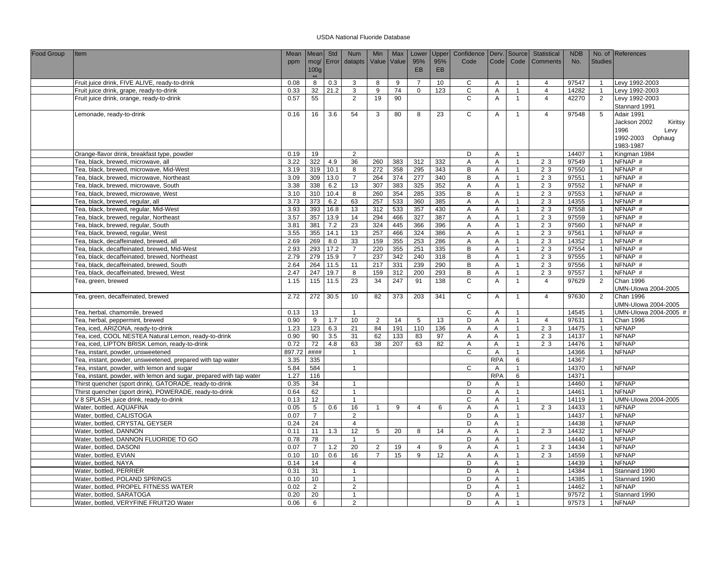USDA National Fluoride Database

| Food Group | Item | Mean ppm | Mean mcg/ 100g ** | Std Error | Num datapts | Min Value | Max Value | Lower 95% EB | Upper 95% EB | Confidence Code | Derv. Code | Source Code | Statistical Comments | NDB No. | No. of Studies | References |
|---|---|---|---|---|---|---|---|---|---|---|---|---|---|---|---|---|
| | Fruit juice drink, FIVE ALIVE, ready-to-drink | 0.08 | 8 | 0.3 | 3 | 8 | 9 | 7 | 10 | C | A | 1 | 4 | 97547 | 1 | Levy 1992-2003 |
| | Fruit juice drink, grape, ready-to-drink | 0.33 | 32 | 21.2 | 3 | 9 | 74 | 0 | 123 | C | A | 1 | 4 | 14282 | 1 | Levy 1992-2003 |
| | Fruit juice drink, orange, ready-to-drink | 0.57 | 55 | | 2 | 19 | 90 | | | C | A | 1 | 4 | 42270 | 2 | Levy 1992-2003 Stannard 1991 |
| | Lemonade, ready-to-drink | 0.16 | 16 | 3.6 | 54 | 3 | 80 | 8 | 23 | C | A | 1 | 4 | 97548 | 5 | Adair 1991 Jackson 2002 Kiritsy 1996 Levy 1992-2003 Ophaug 1983-1987 |
| | Orange-flavor drink, breakfast type, powder | 0.19 | 19 | | 2 | | | | | D | A | 1 | | 14407 | 1 | Kingman 1984 |
| | Tea, black, brewed, microwave, all | 3.22 | 322 | 4.9 | 36 | 260 | 383 | 312 | 332 | A | A | 1 | 2 3 | 97549 | 1 | NFNAP # |
| | Tea, black, brewed, microwave, Mid-West | 3.19 | 319 | 10.1 | 8 | 272 | 358 | 295 | 343 | B | A | 1 | 2 3 | 97550 | 1 | NFNAP # |
| | Tea, black, brewed, microwave, Northeast | 3.09 | 309 | 13.0 | 7 | 264 | 374 | 277 | 340 | B | A | 1 | 2 3 | 97551 | 1 | NFNAP # |
| | Tea, black, brewed, microwave, South | 3.38 | 338 | 6.2 | 13 | 307 | 383 | 325 | 352 | A | A | 1 | 2 3 | 97552 | 1 | NFNAP # |
| | Tea, black, brewed, microwave, West | 3.10 | 310 | 10.4 | 8 | 260 | 354 | 285 | 335 | B | A | 1 | 2 3 | 97553 | 1 | NFNAP # |
| | Tea, black, brewed, regular, all | 3.73 | 373 | 6.2 | 63 | 257 | 533 | 360 | 385 | A | A | 1 | 2 3 | 14355 | 1 | NFNAP # |
| | Tea, black, brewed, regular, Mid-West | 3.93 | 393 | 16.8 | 13 | 312 | 533 | 357 | 430 | A | A | 1 | 2 3 | 97558 | 1 | NFNAP # |
| | Tea, black, brewed, regular, Northeast | 3.57 | 357 | 13.9 | 14 | 294 | 466 | 327 | 387 | A | A | 1 | 2 3 | 97559 | 1 | NFNAP # |
| | Tea, black, brewed, regular, South | 3.81 | 381 | 7.2 | 23 | 324 | 445 | 366 | 396 | A | A | 1 | 2 3 | 97560 | 1 | NFNAP # |
| | Tea, black, brewed, regular, West | 3.55 | 355 | 14.1 | 13 | 257 | 466 | 324 | 386 | A | A | 1 | 2 3 | 97561 | 1 | NFNAP # |
| | Tea, black, decaffeinated, brewed, all | 2.69 | 269 | 8.0 | 33 | 159 | 355 | 253 | 286 | A | A | 1 | 2 3 | 14352 | 1 | NFNAP # |
| | Tea, black, decaffeinated, brewed, Mid-West | 2.93 | 293 | 17.2 | 7 | 220 | 355 | 251 | 335 | B | A | 1 | 2 3 | 97554 | 1 | NFNAP # |
| | Tea, black, decaffeinated, brewed, Northeast | 2.79 | 279 | 15.9 | 7 | 237 | 342 | 240 | 318 | B | A | 1 | 2 3 | 97555 | 1 | NFNAP # |
| | Tea, black, decaffeinated, brewed, South | 2.64 | 264 | 11.5 | 11 | 217 | 331 | 239 | 290 | B | A | 1 | 2 3 | 97556 | 1 | NFNAP # |
| | Tea, black, decaffeinated, brewed, West | 2.47 | 247 | 19.7 | 8 | 159 | 312 | 200 | 293 | B | A | 1 | 2 3 | 97557 | 1 | NFNAP # |
| | Tea, green, brewed | 1.15 | 115 | 11.5 | 23 | 34 | 247 | 91 | 138 | C | A | 1 | 4 | 97629 | 2 | Chan 1996 UMN-UIowa 2004-2005 |
| | Tea, green, decaffeinated, brewed | 2.72 | 272 | 30.5 | 10 | 82 | 373 | 203 | 341 | C | A | 1 | 4 | 97630 | 2 | Chan 1996 UMN-UIowa 2004-2005 |
| | Tea, herbal, chamomile, brewed | 0.13 | 13 | | 1 | | | | | C | A | 1 | | 14545 | 1 | UMN-UIowa 2004-2005 # |
| | Tea, herbal, peppermint, brewed | 0.90 | 9 | 1.7 | 10 | 2 | 14 | 5 | 13 | D | A | 1 | 4 | 97631 | 1 | Chan 1996 |
| | Tea, iced, ARIZONA, ready-to-drink | 1.23 | 123 | 6.3 | 21 | 84 | 191 | 110 | 136 | A | A | 1 | 2 3 | 14475 | 1 | NFNAP |
| | Tea, iced, COOL NESTEA Natural Lemon, ready-to-drink | 0.90 | 90 | 3.5 | 31 | 62 | 133 | 83 | 97 | A | A | 1 | 2 3 | 14137 | 1 | NFNAP |
| | Tea, iced, LIPTON BRISK Lemon, ready-to-drink | 0.72 | 72 | 4.8 | 63 | 38 | 207 | 63 | 82 | A | A | 1 | 2 3 | 14476 | 1 | NFNAP |
| | Tea, instant, powder, unsweetened | 897.72 | #### | | 1 | | | | | C | A | 1 | | 14366 | 1 | NFNAP |
| | Tea, instant, powder, unsweetened, prepared with tap water | 3.35 | 335 | | | | | | | | RPA | 6 | | 14367 | | |
| | Tea, instant, powder, with lemon and sugar | 5.84 | 584 | | 1 | | | | | C | A | 1 | | 14370 | 1 | NFNAP |
| | Tea, instant, powder, with lemon and sugar, prepared with tap water | 1.27 | 116 | | | | | | | | RPA | 6 | | 14371 | | |
| | Thirst quencher (sport drink), GATORADE, ready-to-drink | 0.35 | 34 | | 1 | | | | | D | A | 1 | | 14460 | 1 | NFNAP |
| | Thirst quencher (sport drink), POWERADE, ready-to-drink | 0.64 | 62 | | 1 | | | | | D | A | 1 | | 14461 | 1 | NFNAP |
| | V 8 SPLASH, juice drink, ready-to-drink | 0.13 | 12 | | 1 | | | | | C | A | 1 | | 14119 | 1 | UMN-UIowa 2004-2005 |
| | Water, bottled, AQUAFINA | 0.05 | 5 | 0.6 | 16 | 1 | 9 | 4 | 6 | A | A | 1 | 2 3 | 14433 | 1 | NFNAP |
| | Water, bottled, CALISTOGA | 0.07 | 7 | | 2 | | | | | D | A | 1 | | 14437 | 1 | NFNAP |
| | Water, bottled, CRYSTAL GEYSER | 0.24 | 24 | | 4 | | | | | D | A | 1 | | 14438 | 1 | NFNAP |
| | Water, bottled, DANNON | 0.11 | 11 | 1.3 | 12 | 5 | 20 | 8 | 14 | A | A | 1 | 2 3 | 14432 | 1 | NFNAP |
| | Water, bottled, DANNON FLUORIDE TO GO | 0.78 | 78 | | 1 | | | | | D | A | 1 | | 14440 | 1 | NFNAP |
| | Water, bottled, DASONI | 0.07 | 7 | 1.2 | 20 | 2 | 19 | 4 | 9 | A | A | 1 | 2 3 | 14434 | 1 | NFNAP |
| | Water, bottled, EVIAN | 0.10 | 10 | 0.6 | 16 | 7 | 15 | 9 | 12 | A | A | 1 | 2 3 | 14559 | 1 | NFNAP |
| | Water, bottled, NAYA | 0.14 | 14 | | 4 | | | | | D | A | 1 | | 14439 | 1 | NFNAP |
| | Water, bottled, PERRIER | 0.31 | 31 | | 1 | | | | | D | A | 1 | | 14384 | 1 | Stannard 1990 |
| | Water, bottled, POLAND SPRINGS | 0.10 | 10 | | 1 | | | | | D | A | 1 | | 14385 | 1 | Stannard 1990 |
| | Water, bottled, PROPEL FITNESS WATER | 0.02 | 2 | | 2 | | | | | D | A | 1 | | 14462 | 1 | NFNAP |
| | Water, bottled, SARATOGA | 0.20 | 20 | | 1 | | | | | D | A | 1 | | 97572 | 1 | Stannard 1990 |
| | Water, bottled, VERYFINE FRUIT2O Water | 0.06 | 6 | | 2 | | | | | D | A | 1 | | 97573 | 1 | NFNAP |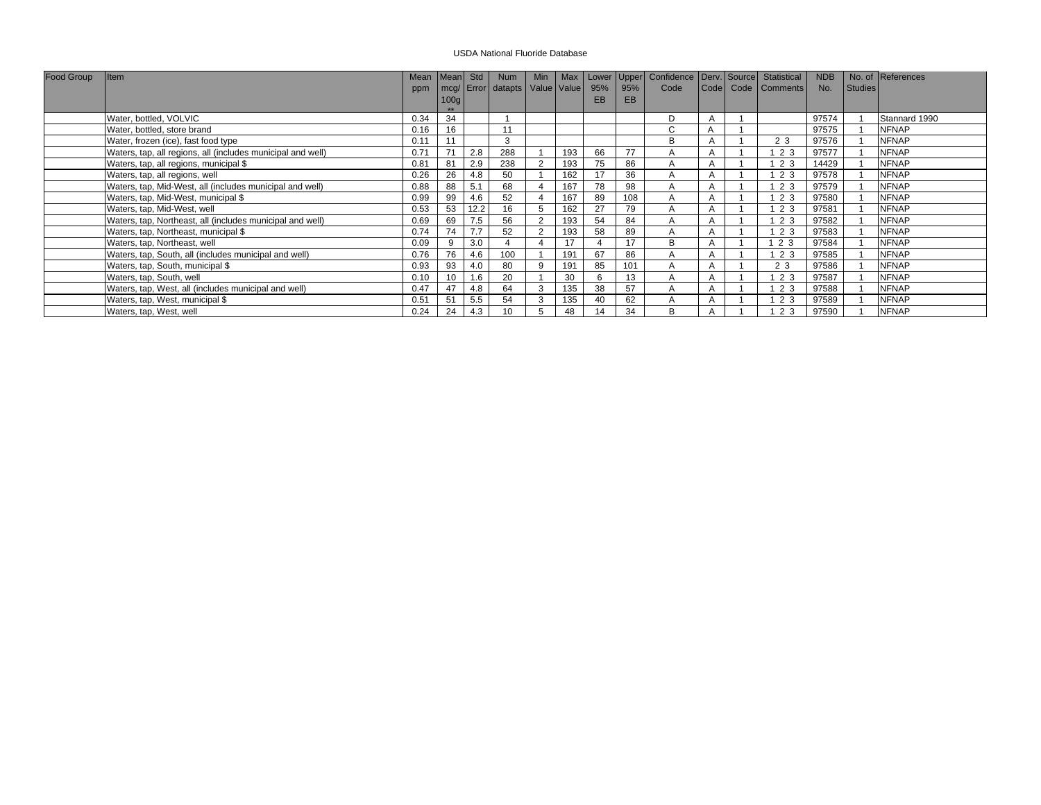USDA National Fluoride Database

| Food Group | Item | Mean ppm | Mean mcg/ 100g ** | Std Error | Num datapts | Min Value | Max Value | Lower 95% EB | Upper 95% EB | Confidence Code | Derv. Code | Source Code | Statistical Comments | NDB No. | No. of Studies | References |
|---|---|---|---|---|---|---|---|---|---|---|---|---|---|---|---|---|
| | Water, bottled, VOLVIC | 0.34 | 34 | | 1 | | | | | D | A | 1 | | 97574 | 1 | Stannard 1990 |
| | Water, bottled, store brand | 0.16 | 16 | | 11 | | | | | C | A | 1 | | 97575 | 1 | NFNAP |
| | Water, frozen (ice), fast food type | 0.11 | 11 | | 3 | | | | | B | A | 1 | 2 3 | 97576 | 1 | NFNAP |
| | Waters, tap, all regions, all (includes municipal and well) | 0.71 | 71 | 2.8 | 288 | 1 | 193 | 66 | 77 | A | A | 1 | 1 2 3 | 97577 | 1 | NFNAP |
| | Waters, tap, all regions, municipal $ | 0.81 | 81 | 2.9 | 238 | 2 | 193 | 75 | 86 | A | A | 1 | 1 2 3 | 14429 | 1 | NFNAP |
| | Waters, tap, all regions, well | 0.26 | 26 | 4.8 | 50 | 1 | 162 | 17 | 36 | A | A | 1 | 1 2 3 | 97578 | 1 | NFNAP |
| | Waters, tap, Mid-West, all (includes municipal and well) | 0.88 | 88 | 5.1 | 68 | 4 | 167 | 78 | 98 | A | A | 1 | 1 2 3 | 97579 | 1 | NFNAP |
| | Waters, tap, Mid-West, municipal $ | 0.99 | 99 | 4.6 | 52 | 4 | 167 | 89 | 108 | A | A | 1 | 1 2 3 | 97580 | 1 | NFNAP |
| | Waters, tap, Mid-West, well | 0.53 | 53 | 12.2 | 16 | 5 | 162 | 27 | 79 | A | A | 1 | 1 2 3 | 97581 | 1 | NFNAP |
| | Waters, tap, Northeast, all (includes municipal and well) | 0.69 | 69 | 7.5 | 56 | 2 | 193 | 54 | 84 | A | A | 1 | 1 2 3 | 97582 | 1 | NFNAP |
| | Waters, tap, Northeast, municipal $ | 0.74 | 74 | 7.7 | 52 | 2 | 193 | 58 | 89 | A | A | 1 | 1 2 3 | 97583 | 1 | NFNAP |
| | Waters, tap, Northeast, well | 0.09 | 9 | 3.0 | 4 | 4 | 17 | 4 | 17 | B | A | 1 | 1 2 3 | 97584 | 1 | NFNAP |
| | Waters, tap, South, all (includes municipal and well) | 0.76 | 76 | 4.6 | 100 | 1 | 191 | 67 | 86 | A | A | 1 | 1 2 3 | 97585 | 1 | NFNAP |
| | Waters, tap, South, municipal $ | 0.93 | 93 | 4.0 | 80 | 9 | 191 | 85 | 101 | A | A | 1 | 2 3 | 97586 | 1 | NFNAP |
| | Waters, tap, South, well | 0.10 | 10 | 1.6 | 20 | 1 | 30 | 6 | 13 | A | A | 1 | 1 2 3 | 97587 | 1 | NFNAP |
| | Waters, tap, West, all (includes municipal and well) | 0.47 | 47 | 4.8 | 64 | 3 | 135 | 38 | 57 | A | A | 1 | 1 2 3 | 97588 | 1 | NFNAP |
| | Waters, tap, West, municipal $ | 0.51 | 51 | 5.5 | 54 | 3 | 135 | 40 | 62 | A | A | 1 | 1 2 3 | 97589 | 1 | NFNAP |
| | Waters, tap, West, well | 0.24 | 24 | 4.3 | 10 | 5 | 48 | 14 | 34 | B | A | 1 | 1 2 3 | 97590 | 1 | NFNAP |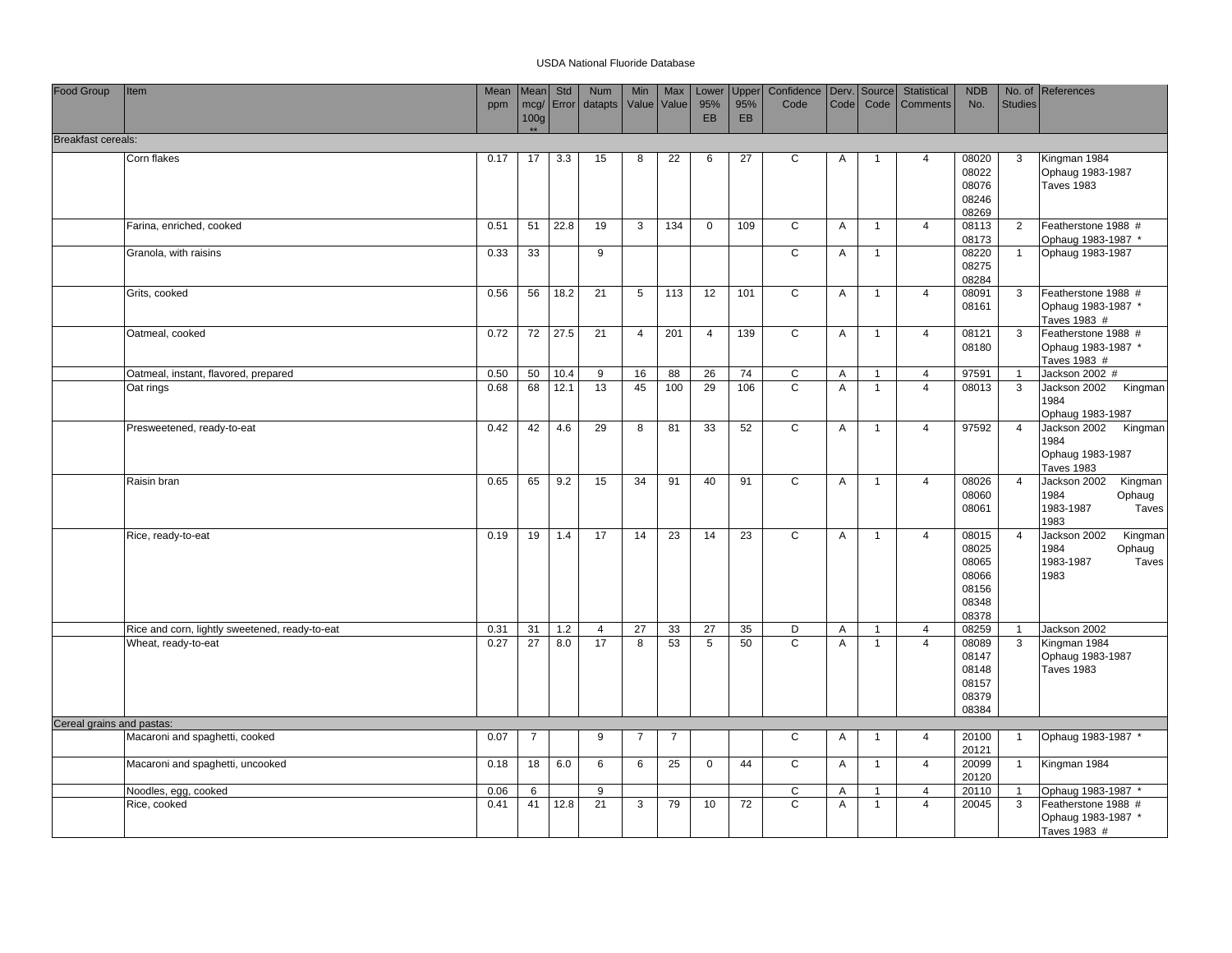USDA National Fluoride Database

| Food Group | Item | Mean ppm | Mean mcg/ 100g ** | Std Error | Num datapts | Min Value | Max Value | Lower 95% EB | Upper 95% EB | Confidence Code | Derv. Code | Source Code | Statistical Comments | NDB No. | No. of Studies | References |
|---|---|---|---|---|---|---|---|---|---|---|---|---|---|---|---|---|
| Breakfast cereals: | | | | | | | | | | | | | | | | |
| | Corn flakes | 0.17 | 17 | 3.3 | 15 | 8 | 22 | 6 | 27 | C | A | 1 | 4 | 08020 08022 08076 08246 08269 | 3 | Kingman 1984 Ophaug 1983-1987 Taves 1983 |
| | Farina, enriched, cooked | 0.51 | 51 | 22.8 | 19 | 3 | 134 | 0 | 109 | C | A | 1 | 4 | 08113 08173 | 2 | Featherstone 1988 # Ophaug 1983-1987 * |
| | Granola, with raisins | 0.33 | 33 | | 9 | | | | | C | A | 1 | | 08220 08275 08284 | 1 | Ophaug 1983-1987 |
| | Grits, cooked | 0.56 | 56 | 18.2 | 21 | 5 | 113 | 12 | 101 | C | A | 1 | 4 | 08091 08161 | 3 | Featherstone 1988 # Ophaug 1983-1987 * Taves 1983 # |
| | Oatmeal, cooked | 0.72 | 72 | 27.5 | 21 | 4 | 201 | 4 | 139 | C | A | 1 | 4 | 08121 08180 | 3 | Featherstone 1988 # Ophaug 1983-1987 * Taves 1983 # |
| | Oatmeal, instant, flavored, prepared | 0.50 | 50 | 10.4 | 9 | 16 | 88 | 26 | 74 | C | A | 1 | 4 | 97591 | 1 | Jackson 2002 # |
| | Oat rings | 0.68 | 68 | 12.1 | 13 | 45 | 100 | 29 | 106 | C | A | 1 | 4 | 08013 | 3 | Jackson 2002 Kingman 1984 Ophaug 1983-1987 |
| | Presweetened, ready-to-eat | 0.42 | 42 | 4.6 | 29 | 8 | 81 | 33 | 52 | C | A | 1 | 4 | 97592 | 4 | Jackson 2002 Kingman 1984 Ophaug 1983-1987 Taves 1983 |
| | Raisin bran | 0.65 | 65 | 9.2 | 15 | 34 | 91 | 40 | 91 | C | A | 1 | 4 | 08026 08060 08061 | 4 | Jackson 2002 Kingman 1984 Ophaug 1983-1987 Taves 1983 |
| | Rice, ready-to-eat | 0.19 | 19 | 1.4 | 17 | 14 | 23 | 14 | 23 | C | A | 1 | 4 | 08015 08025 08065 08066 08156 08348 08378 | 4 | Jackson 2002 Kingman 1984 Ophaug 1983-1987 Taves 1983 |
| | Rice and corn, lightly sweetened, ready-to-eat | 0.31 | 31 | 1.2 | 4 | 27 | 33 | 27 | 35 | D | A | 1 | 4 | 08259 | 1 | Jackson 2002 |
| | Wheat, ready-to-eat | 0.27 | 27 | 8.0 | 17 | 8 | 53 | 5 | 50 | C | A | 1 | 4 | 08089 08147 08148 08157 08379 08384 | 3 | Kingman 1984 Ophaug 1983-1987 Taves 1983 |
| Cereal grains and pastas: | | | | | | | | | | | | | | | | |
| | Macaroni and spaghetti, cooked | 0.07 | 7 | | 9 | 7 | 7 | | | C | A | 1 | 4 | 20100 20121 | 1 | Ophaug 1983-1987 * |
| | Macaroni and spaghetti, uncooked | 0.18 | 18 | 6.0 | 6 | 6 | 25 | 0 | 44 | C | A | 1 | 4 | 20099 20120 | 1 | Kingman 1984 |
| | Noodles, egg, cooked | 0.06 | 6 | | 9 | | | | | C | A | 1 | 4 | 20110 | 1 | Ophaug 1983-1987 * |
| | Rice, cooked | 0.41 | 41 | 12.8 | 21 | 3 | 79 | 10 | 72 | C | A | 1 | 4 | 20045 | 3 | Featherstone 1988 # Ophaug 1983-1987 * Taves 1983 # |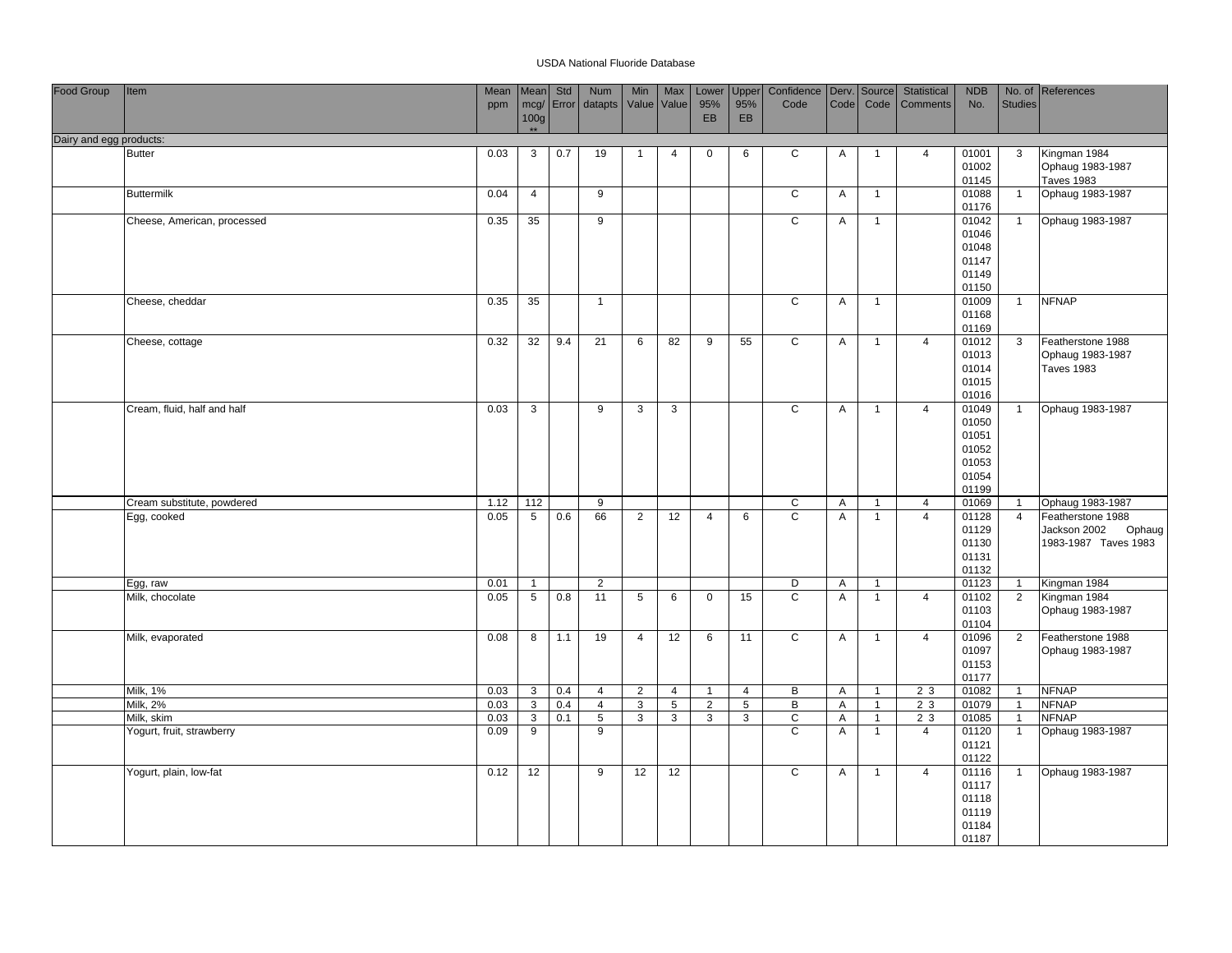USDA National Fluoride Database

| Food Group | Item | Mean ppm | Mean mcg/ 100g ** | Std Error | Num datapts | Min Value | Max Value | Lower 95% EB | Upper 95% EB | Confidence Code | Derv. Code | Source Code | Statistical Comments | NDB No. | No. of Studies | References |
|---|---|---|---|---|---|---|---|---|---|---|---|---|---|---|---|---|
| Dairy and egg products: | | | | | | | | | | | | | | | | |
| | Butter | 0.03 | 3 | 0.7 | 19 | 1 | 4 | 0 | 6 | C | A | 1 | 4 | 01001 01002 01145 | 3 | Kingman 1984 Ophaug 1983-1987 Taves 1983 |
| | Buttermilk | 0.04 | 4 | | 9 | | | | | C | A | 1 | | 01088 01176 | 1 | Ophaug 1983-1987 |
| | Cheese, American, processed | 0.35 | 35 | | 9 | | | | | C | A | 1 | | 01042 01046 01048 01147 01149 01150 | 1 | Ophaug 1983-1987 |
| | Cheese, cheddar | 0.35 | 35 | | 1 | | | | | C | A | 1 | | 01009 01168 01169 | 1 | NFNAP |
| | Cheese, cottage | 0.32 | 32 | 9.4 | 21 | 6 | 82 | 9 | 55 | C | A | 1 | 4 | 01012 01013 01014 01015 01016 | 3 | Featherstone 1988 Ophaug 1983-1987 Taves 1983 |
| | Cream, fluid, half and half | 0.03 | 3 | | 9 | 3 | 3 | | | C | A | 1 | 4 | 01049 01050 01051 01052 01053 01054 01199 | 1 | Ophaug 1983-1987 |
| | Cream substitute, powdered | 1.12 | 112 | | 9 | | | | | C | A | 1 | 4 | 01069 | 1 | Ophaug 1983-1987 |
| | Egg, cooked | 0.05 | 5 | 0.6 | 66 | 2 | 12 | 4 | 6 | C | A | 1 | 4 | 01128 01129 01130 01131 01132 | 4 | Featherstone 1988 Jackson 2002 Ophaug 1983-1987 Taves 1983 |
| | Egg, raw | 0.01 | 1 | | 2 | | | | | D | A | 1 | | 01123 | 1 | Kingman 1984 |
| | Milk, chocolate | 0.05 | 5 | 0.8 | 11 | 5 | 6 | 0 | 15 | C | A | 1 | 4 | 01102 01103 01104 | 2 | Kingman 1984 Ophaug 1983-1987 |
| | Milk, evaporated | 0.08 | 8 | 1.1 | 19 | 4 | 12 | 6 | 11 | C | A | 1 | 4 | 01096 01097 01153 01177 | 2 | Featherstone 1988 Ophaug 1983-1987 |
| | Milk, 1% | 0.03 | 3 | 0.4 | 4 | 2 | 4 | 1 | 4 | B | A | 1 | 2 3 | 01082 | 1 | NFNAP |
| | Milk, 2% | 0.03 | 3 | 0.4 | 4 | 3 | 5 | 2 | 5 | B | A | 1 | 2 3 | 01079 | 1 | NFNAP |
| | Milk, skim | 0.03 | 3 | 0.1 | 5 | 3 | 3 | 3 | 3 | C | A | 1 | 2 3 | 01085 | 1 | NFNAP |
| | Yogurt, fruit, strawberry | 0.09 | 9 | | 9 | | | | | C | A | 1 | 4 | 01120 01121 01122 | 1 | Ophaug 1983-1987 |
| | Yogurt, plain, low-fat | 0.12 | 12 | | 9 | 12 | 12 | | | C | A | 1 | 4 | 01116 01117 01118 01119 01184 01187 | 1 | Ophaug 1983-1987 |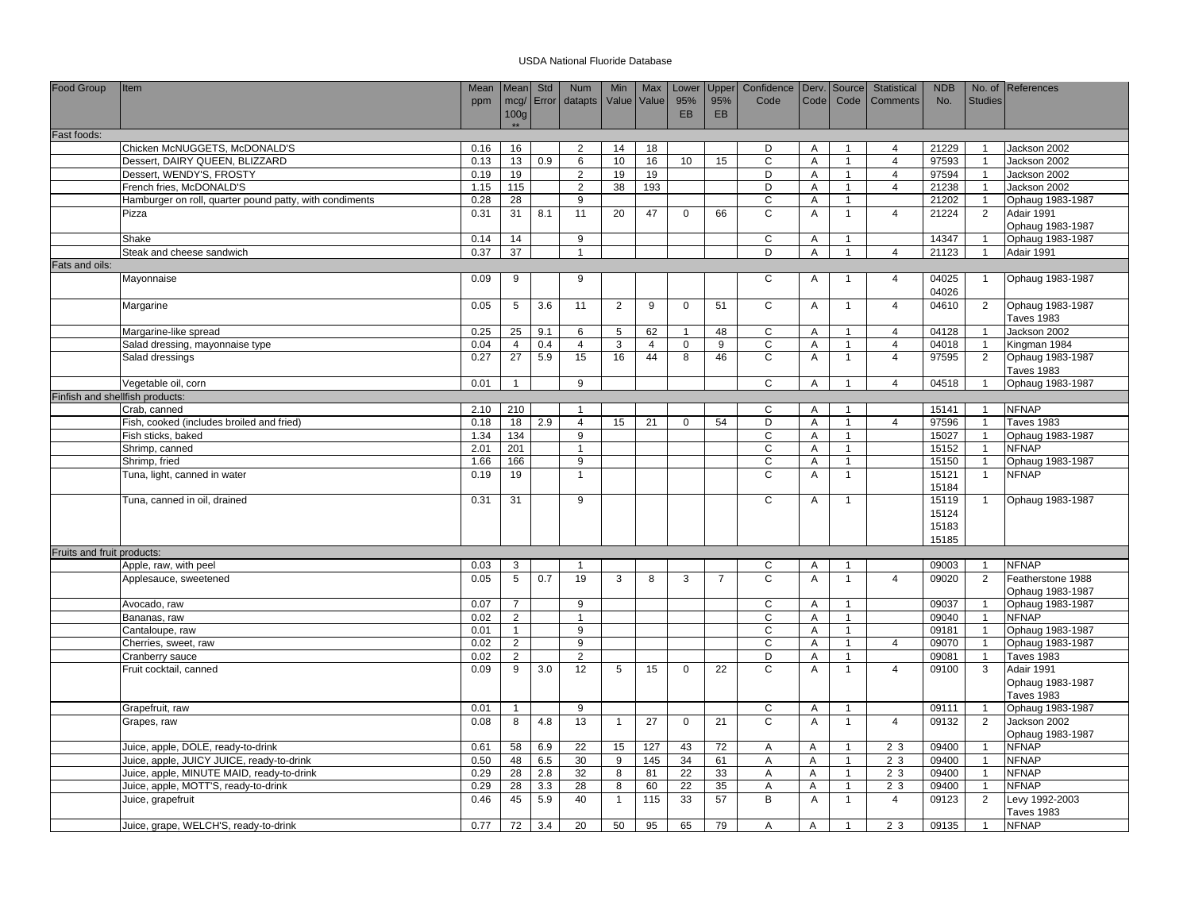USDA National Fluoride Database

| Food Group | Item | Mean ppm | Mean mcg/ 100g ** | Std Error | Num datapts | Min Value | Max Value | Lower 95% EB | Upper 95% EB | Confidence Code | Derv. Code | Source Code | Statistical Comments | NDB No. | No. of Studies | References |
|---|---|---|---|---|---|---|---|---|---|---|---|---|---|---|---|---|
| Fast foods: | | | | | | | | | | | | | | | | |
| | Chicken McNUGGETS, McDONALD'S | 0.16 | 16 | | 2 | 14 | 18 | | | D | A | 1 | 4 | 21229 | 1 | Jackson 2002 |
| | Dessert, DAIRY QUEEN, BLIZZARD | 0.13 | 13 | 0.9 | 6 | 10 | 16 | 10 | 15 | C | A | 1 | 4 | 97593 | 1 | Jackson 2002 |
| | Dessert, WENDY'S, FROSTY | 0.19 | 19 | | 2 | 19 | 19 | | | D | A | 1 | 4 | 97594 | 1 | Jackson 2002 |
| | French fries, McDONALD'S | 1.15 | 115 | | 2 | 38 | 193 | | | D | A | 1 | 4 | 21238 | 1 | Jackson 2002 |
| | Hamburger on roll, quarter pound patty, with condiments | 0.28 | 28 | | 9 | | | | | C | A | 1 | | 21202 | 1 | Ophaug 1983-1987 |
| | Pizza | 0.31 | 31 | 8.1 | 11 | 20 | 47 | 0 | 66 | C | A | 1 | 4 | 21224 | 2 | Adair 1991<br>Ophaug 1983-1987 |
| | Shake | 0.14 | 14 | | 9 | | | | | C | A | 1 | | 14347 | 1 | Ophaug 1983-1987 |
| | Steak and cheese sandwich | 0.37 | 37 | | 1 | | | | | D | A | 1 | 4 | 21123 | 1 | Adair 1991 |
| Fats and oils: | | | | | | | | | | | | | | | | |
| | Mayonnaise | 0.09 | 9 | | 9 | | | | | C | A | 1 | 4 | 04025<br>04026 | 1 | Ophaug 1983-1987 |
| | Margarine | 0.05 | 5 | 3.6 | 11 | 2 | 9 | 0 | 51 | C | A | 1 | 4 | 04610 | 2 | Ophaug 1983-1987<br>Taves 1983 |
| | Margarine-like spread | 0.25 | 25 | 9.1 | 6 | 5 | 62 | 1 | 48 | C | A | 1 | 4 | 04128 | 1 | Jackson 2002 |
| | Salad dressing, mayonnaise type | 0.04 | 4 | 0.4 | 4 | 3 | 4 | 0 | 9 | C | A | 1 | 4 | 04018 | 1 | Kingman 1984 |
| | Salad dressings | 0.27 | 27 | 5.9 | 15 | 16 | 44 | 8 | 46 | C | A | 1 | 4 | 97595 | 2 | Ophaug 1983-1987<br>Taves 1983 |
| | Vegetable oil, corn | 0.01 | 1 | | 9 | | | | | C | A | 1 | 4 | 04518 | 1 | Ophaug 1983-1987 |
| Finfish and shellfish products: | | | | | | | | | | | | | | | | |
| | Crab, canned | 2.10 | 210 | | 1 | | | | | C | A | 1 | | 15141 | 1 | NFNAP |
| | Fish, cooked (includes broiled and fried) | 0.18 | 18 | 2.9 | 4 | 15 | 21 | 0 | 54 | D | A | 1 | 4 | 97596 | 1 | Taves 1983 |
| | Fish sticks, baked | 1.34 | 134 | | 9 | | | | | C | A | 1 | | 15027 | 1 | Ophaug 1983-1987 |
| | Shrimp, canned | 2.01 | 201 | | 1 | | | | | C | A | 1 | | 15152 | 1 | NFNAP |
| | Shrimp, fried | 1.66 | 166 | | 9 | | | | | C | A | 1 | | 15150 | 1 | Ophaug 1983-1987 |
| | Tuna, light, canned in water | 0.19 | 19 | | 1 | | | | | C | A | 1 | | 15121<br>15184 | 1 | NFNAP |
| | Tuna, canned in oil, drained | 0.31 | 31 | | 9 | | | | | C | A | 1 | | 15119<br>15124<br>15183<br>15185 | 1 | Ophaug 1983-1987 |
| Fruits and fruit products: | | | | | | | | | | | | | | | | |
| | Apple, raw, with peel | 0.03 | 3 | | 1 | | | | | C | A | 1 | | 09003 | 1 | NFNAP |
| | Applesauce, sweetened | 0.05 | 5 | 0.7 | 19 | 3 | 8 | 3 | 7 | C | A | 1 | 4 | 09020 | 2 | Featherstone 1988<br>Ophaug 1983-1987 |
| | Avocado, raw | 0.07 | 7 | | 9 | | | | | C | A | 1 | | 09037 | 1 | Ophaug 1983-1987 |
| | Bananas, raw | 0.02 | 2 | | 1 | | | | | C | A | 1 | | 09040 | 1 | NFNAP |
| | Cantaloupe, raw | 0.01 | 1 | | 9 | | | | | C | A | 1 | | 09181 | 1 | Ophaug 1983-1987 |
| | Cherries, sweet, raw | 0.02 | 2 | | 9 | | | | | C | A | 1 | 4 | 09070 | 1 | Ophaug 1983-1987 |
| | Cranberry sauce | 0.02 | 2 | | 2 | | | | | D | A | 1 | | 09081 | 1 | Taves 1983 |
| | Fruit cocktail, canned | 0.09 | 9 | 3.0 | 12 | 5 | 15 | 0 | 22 | C | A | 1 | 4 | 09100 | 3 | Adair 1991<br>Ophaug 1983-1987<br>Taves 1983 |
| | Grapefruit, raw | 0.01 | 1 | | 9 | | | | | C | A | 1 | | 09111 | 1 | Ophaug 1983-1987 |
| | Grapes, raw | 0.08 | 8 | 4.8 | 13 | 1 | 27 | 0 | 21 | C | A | 1 | 4 | 09132 | 2 | Jackson 2002<br>Ophaug 1983-1987 |
| | Juice, apple, DOLE, ready-to-drink | 0.61 | 58 | 6.9 | 22 | 15 | 127 | 43 | 72 | A | A | 1 | 2 3 | 09400 | 1 | NFNAP |
| | Juice, apple, JUICY JUICE, ready-to-drink | 0.50 | 48 | 6.5 | 30 | 9 | 145 | 34 | 61 | A | A | 1 | 2 3 | 09400 | 1 | NFNAP |
| | Juice, apple, MINUTE MAID, ready-to-drink | 0.29 | 28 | 2.8 | 32 | 8 | 81 | 22 | 33 | A | A | 1 | 2 3 | 09400 | 1 | NFNAP |
| | Juice, apple, MOTT'S, ready-to-drink | 0.29 | 28 | 3.3 | 28 | 8 | 60 | 22 | 35 | A | A | 1 | 2 3 | 09400 | 1 | NFNAP |
| | Juice, grapefruit | 0.46 | 45 | 5.9 | 40 | 1 | 115 | 33 | 57 | B | A | 1 | 4 | 09123 | 2 | Levy 1992-2003<br>Taves 1983 |
| | Juice, grape, WELCH'S, ready-to-drink | 0.77 | 72 | 3.4 | 20 | 50 | 95 | 65 | 79 | A | A | 1 | 2 3 | 09135 | 1 | NFNAP |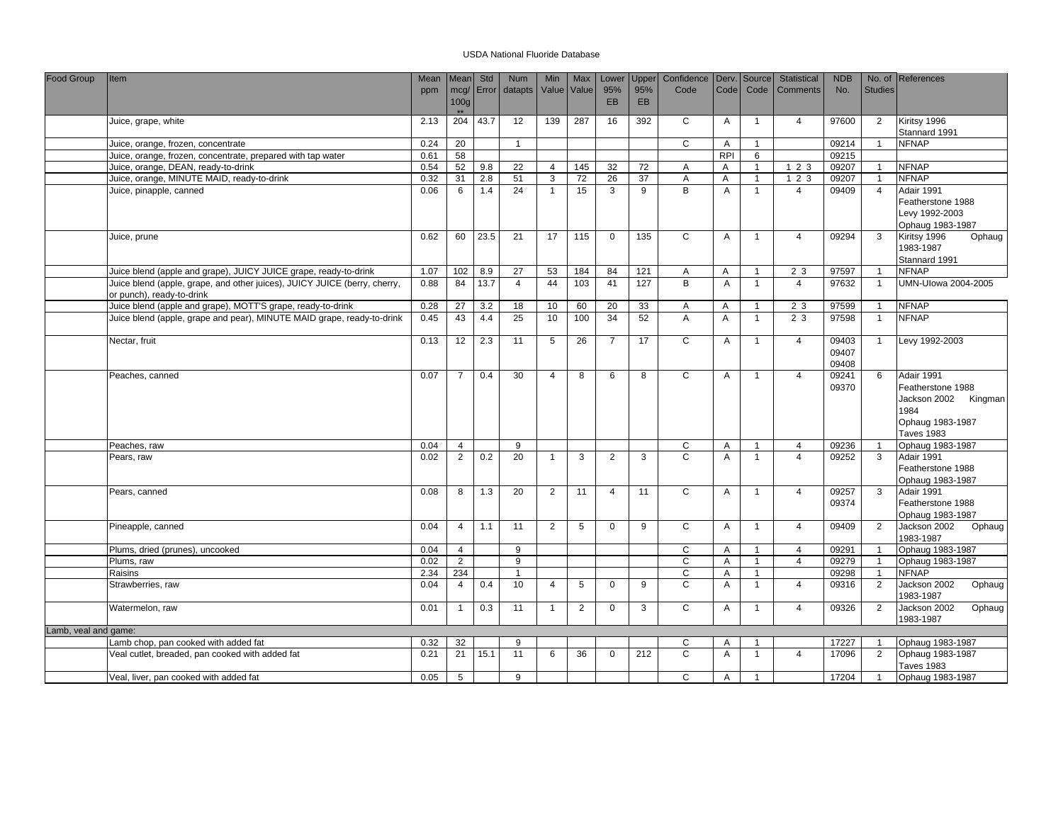USDA National Fluoride Database

| Food Group | Item | Mean ppm | Mean mcg/ 100g ** | Std Error | Num datapts | Min Value | Max Value | Lower 95% EB | Upper 95% EB | Confidence Code | Derv. Code | Source Code | Statistical Comments | NDB No. | No. of Studies | References |
|---|---|---|---|---|---|---|---|---|---|---|---|---|---|---|---|---|
| | Juice, grape, white | 2.13 | 204 | 43.7 | 12 | 139 | 287 | 16 | 392 | C | A | 1 | 4 | 97600 | 2 | Kiritsy 1996 Stannard 1991 |
| | Juice, orange, frozen, concentrate | 0.24 | 20 | | 1 | | | | | C | A | 1 | | 09214 | 1 | NFNAP |
| | Juice, orange, frozen, concentrate, prepared with tap water | 0.61 | 58 | | | | | | | | RPI | 6 | | 09215 | | |
| | Juice, orange, DEAN, ready-to-drink | 0.54 | 52 | 9.8 | 22 | 4 | 145 | 32 | 72 | A | A | 1 | 1 2 3 | 09207 | 1 | NFNAP |
| | Juice, orange, MINUTE MAID, ready-to-drink | 0.32 | 31 | 2.8 | 51 | 3 | 72 | 26 | 37 | A | A | 1 | 1 2 3 | 09207 | 1 | NFNAP |
| | Juice, pinapple, canned | 0.06 | 6 | 1.4 | 24 | 1 | 15 | 3 | 9 | B | A | 1 | 4 | 09409 | 4 | Adair 1991 Featherstone 1988 Levy 1992-2003 Ophaug 1983-1987 |
| | Juice, prune | 0.62 | 60 | 23.5 | 21 | 17 | 115 | 0 | 135 | C | A | 1 | 4 | 09294 | 3 | Kiritsy 1996 Ophaug 1983-1987 Stannard 1991 |
| | Juice blend (apple and grape), JUICY JUICE grape, ready-to-drink | 1.07 | 102 | 8.9 | 27 | 53 | 184 | 84 | 121 | A | A | 1 | 2 3 | 97597 | 1 | NFNAP |
| | Juice blend (apple, grape, and other juices), JUICY JUICE (berry, cherry, or punch), ready-to-drink | 0.88 | 84 | 13.7 | 4 | 44 | 103 | 41 | 127 | B | A | 1 | 4 | 97632 | 1 | UMN-UIowa 2004-2005 |
| | Juice blend (apple and grape), MOTT'S grape, ready-to-drink | 0.28 | 27 | 3.2 | 18 | 10 | 60 | 20 | 33 | A | A | 1 | 2 3 | 97599 | 1 | NFNAP |
| | Juice blend (apple, grape and pear), MINUTE MAID grape, ready-to-drink | 0.45 | 43 | 4.4 | 25 | 10 | 100 | 34 | 52 | A | A | 1 | 2 3 | 97598 | 1 | NFNAP |
| | Nectar, fruit | 0.13 | 12 | 2.3 | 11 | 5 | 26 | 7 | 17 | C | A | 1 | 4 | 09403 09407 09408 | 1 | Levy 1992-2003 |
| | Peaches, canned | 0.07 | 7 | 0.4 | 30 | 4 | 8 | 6 | 8 | C | A | 1 | 4 | 09241 09370 | 6 | Adair 1991 Featherstone 1988 Jackson 2002 Kingman 1984 Ophaug 1983-1987 Taves 1983 |
| | Peaches, raw | 0.04 | 4 | | 9 | | | | | C | A | 1 | 4 | 09236 | 1 | Ophaug 1983-1987 |
| | Pears, raw | 0.02 | 2 | 0.2 | 20 | 1 | 3 | 2 | 3 | C | A | 1 | 4 | 09252 | 3 | Adair 1991 Featherstone 1988 Ophaug 1983-1987 |
| | Pears, canned | 0.08 | 8 | 1.3 | 20 | 2 | 11 | 4 | 11 | C | A | 1 | 4 | 09257 09374 | 3 | Adair 1991 Featherstone 1988 Ophaug 1983-1987 |
| | Pineapple, canned | 0.04 | 4 | 1.1 | 11 | 2 | 5 | 0 | 9 | C | A | 1 | 4 | 09409 | 2 | Jackson 2002 Ophaug 1983-1987 |
| | Plums, dried (prunes), uncooked | 0.04 | 4 | | 9 | | | | | C | A | 1 | 4 | 09291 | 1 | Ophaug 1983-1987 |
| | Plums, raw | 0.02 | 2 | | 9 | | | | | C | A | 1 | 4 | 09279 | 1 | Ophaug 1983-1987 |
| | Raisins | 2.34 | 234 | | 1 | | | | | C | A | 1 | | 09298 | 1 | NFNAP |
| | Strawberries, raw | 0.04 | 4 | 0.4 | 10 | 4 | 5 | 0 | 9 | C | A | 1 | 4 | 09316 | 2 | Jackson 2002 Ophaug 1983-1987 |
| | Watermelon, raw | 0.01 | 1 | 0.3 | 11 | 1 | 2 | 0 | 3 | C | A | 1 | 4 | 09326 | 2 | Jackson 2002 Ophaug 1983-1987 |
| Lamb, veal and game: | | | | | | | | | | | | | | | | |
| | Lamb chop, pan cooked with added fat | 0.32 | 32 | | 9 | | | | | C | A | 1 | | 17227 | 1 | Ophaug 1983-1987 |
| | Veal cutlet, breaded, pan cooked with added fat | 0.21 | 21 | 15.1 | 11 | 6 | 36 | 0 | 212 | C | A | 1 | 4 | 17096 | 2 | Ophaug 1983-1987 Taves 1983 |
| | Veal, liver, pan cooked with added fat | 0.05 | 5 | | 9 | | | | | C | A | 1 | | 17204 | 1 | Ophaug 1983-1987 |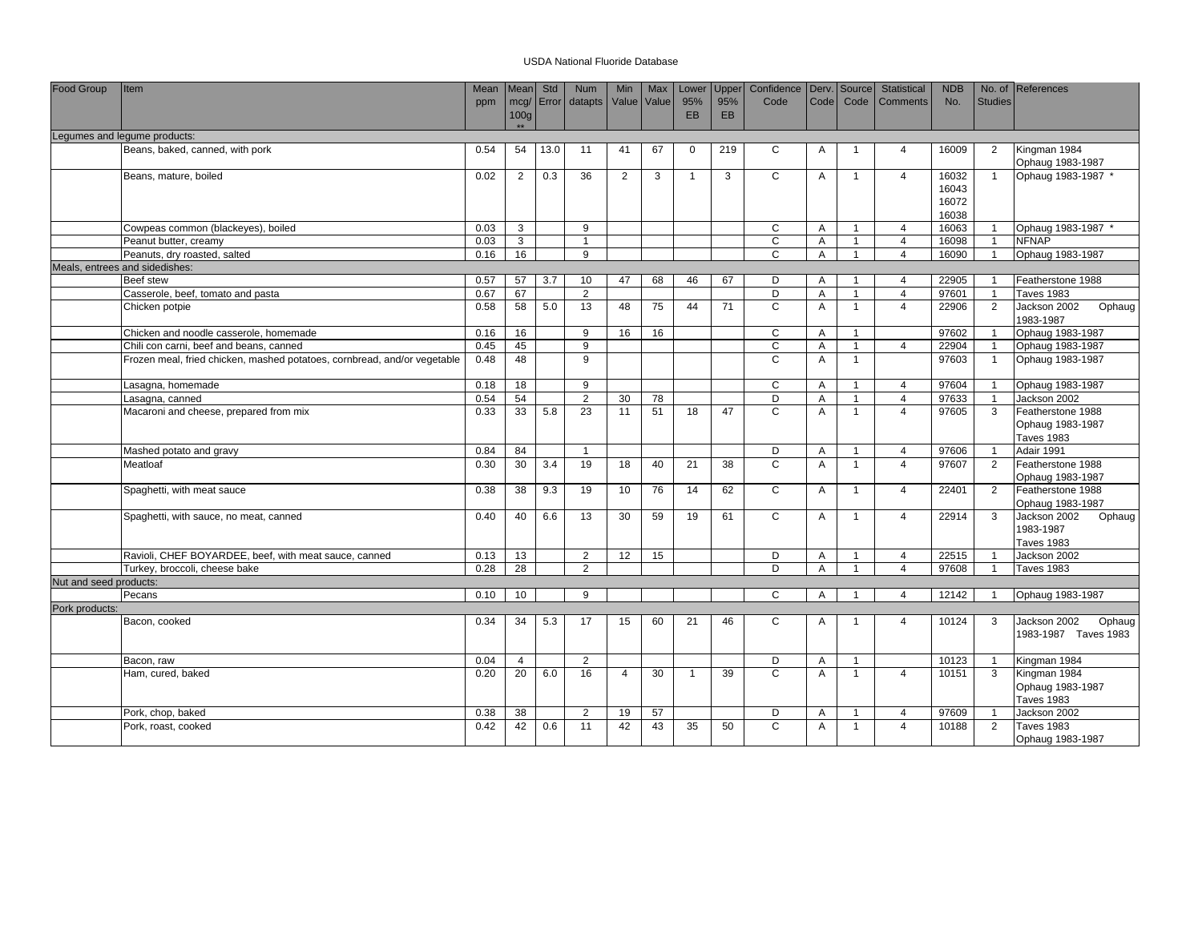USDA National Fluoride Database

| Food Group | Item | Mean ppm | Mean mcg/ 100g ** | Std Error | Num datapts | Min Value | Max Value | Lower 95% EB | Upper 95% EB | Confidence Code | Derv. Code | Source Code | Statistical Comments | NDB No. | No. of Studies | References |
|---|---|---|---|---|---|---|---|---|---|---|---|---|---|---|---|---|
| Legumes and legume products: | | | | | | | | | | | | | | | | |
| | Beans, baked, canned, with pork | 0.54 | 54 | 13.0 | 11 | 41 | 67 | 0 | 219 | C | A | 1 | 4 | 16009 | 2 | Kingman 1984 Ophaug 1983-1987 |
| | Beans, mature, boiled | 0.02 | 2 | 0.3 | 36 | 2 | 3 | 1 | 3 | C | A | 1 | 4 | 16032 16043 16072 16038 | 1 | Ophaug 1983-1987 * |
| | Cowpeas common (blackeyes), boiled | 0.03 | 3 | | 9 | | | | | C | A | 1 | 4 | 16063 | 1 | Ophaug 1983-1987 * |
| | Peanut butter, creamy | 0.03 | 3 | | 1 | | | | | C | A | 1 | 4 | 16098 | 1 | NFNAP |
| | Peanuts, dry roasted, salted | 0.16 | 16 | | 9 | | | | | C | A | 1 | 4 | 16090 | 1 | Ophaug 1983-1987 |
| Meals, entrees and sidedishes: | | | | | | | | | | | | | | | | |
| | Beef stew | 0.57 | 57 | 3.7 | 10 | 47 | 68 | 46 | 67 | D | A | 1 | 4 | 22905 | 1 | Featherstone 1988 |
| | Casserole, beef, tomato and pasta | 0.67 | 67 | | 2 | | | | | D | A | 1 | 4 | 97601 | 1 | Taves 1983 |
| | Chicken potpie | 0.58 | 58 | 5.0 | 13 | 48 | 75 | 44 | 71 | C | A | 1 | 4 | 22906 | 2 | Jackson 2002 Ophaug 1983-1987 |
| | Chicken and noodle casserole, homemade | 0.16 | 16 | | 9 | 16 | 16 | | | C | A | 1 | | 97602 | 1 | Ophaug 1983-1987 |
| | Chili con carni, beef and beans, canned | 0.45 | 45 | | 9 | | | | | C | A | 1 | 4 | 22904 | 1 | Ophaug 1983-1987 |
| | Frozen meal, fried chicken, mashed potatoes, cornbread, and/or vegetable | 0.48 | 48 | | 9 | | | | | C | A | 1 | | 97603 | 1 | Ophaug 1983-1987 |
| | Lasagna, homemade | 0.18 | 18 | | 9 | | | | | C | A | 1 | 4 | 97604 | 1 | Ophaug 1983-1987 |
| | Lasagna, canned | 0.54 | 54 | | 2 | 30 | 78 | | | D | A | 1 | 4 | 97633 | 1 | Jackson 2002 |
| | Macaroni and cheese, prepared from mix | 0.33 | 33 | 5.8 | 23 | 11 | 51 | 18 | 47 | C | A | 1 | 4 | 97605 | 3 | Featherstone 1988 Ophaug 1983-1987 Taves 1983 |
| | Mashed potato and gravy | 0.84 | 84 | | 1 | | | | | D | A | 1 | 4 | 97606 | 1 | Adair 1991 |
| | Meatloaf | 0.30 | 30 | 3.4 | 19 | 18 | 40 | 21 | 38 | C | A | 1 | 4 | 97607 | 2 | Featherstone 1988 Ophaug 1983-1987 |
| | Spaghetti, with meat sauce | 0.38 | 38 | 9.3 | 19 | 10 | 76 | 14 | 62 | C | A | 1 | 4 | 22401 | 2 | Featherstone 1988 Ophaug 1983-1987 |
| | Spaghetti, with sauce, no meat, canned | 0.40 | 40 | 6.6 | 13 | 30 | 59 | 19 | 61 | C | A | 1 | 4 | 22914 | 3 | Jackson 2002 Ophaug 1983-1987 Taves 1983 |
| | Ravioli, CHEF BOYARDEE, beef, with meat sauce, canned | 0.13 | 13 | | 2 | 12 | 15 | | | D | A | 1 | 4 | 22515 | 1 | Jackson 2002 |
| | Turkey, broccoli, cheese bake | 0.28 | 28 | | 2 | | | | | D | A | 1 | 4 | 97608 | 1 | Taves 1983 |
| Nut and seed products: | | | | | | | | | | | | | | | | |
| | Pecans | 0.10 | 10 | | 9 | | | | | C | A | 1 | 4 | 12142 | 1 | Ophaug 1983-1987 |
| Pork products: | | | | | | | | | | | | | | | | |
| | Bacon, cooked | 0.34 | 34 | 5.3 | 17 | 15 | 60 | 21 | 46 | C | A | 1 | 4 | 10124 | 3 | Jackson 2002 Ophaug 1983-1987 Taves 1983 |
| | Bacon, raw | 0.04 | 4 | | 2 | | | | | D | A | 1 | | 10123 | 1 | Kingman 1984 |
| | Ham, cured, baked | 0.20 | 20 | 6.0 | 16 | 4 | 30 | 1 | 39 | C | A | 1 | 4 | 10151 | 3 | Kingman 1984 Ophaug 1983-1987 Taves 1983 |
| | Pork, chop, baked | 0.38 | 38 | | 2 | 19 | 57 | | | D | A | 1 | 4 | 97609 | 1 | Jackson 2002 |
| | Pork, roast, cooked | 0.42 | 42 | 0.6 | 11 | 42 | 43 | 35 | 50 | C | A | 1 | 4 | 10188 | 2 | Taves 1983 Ophaug 1983-1987 |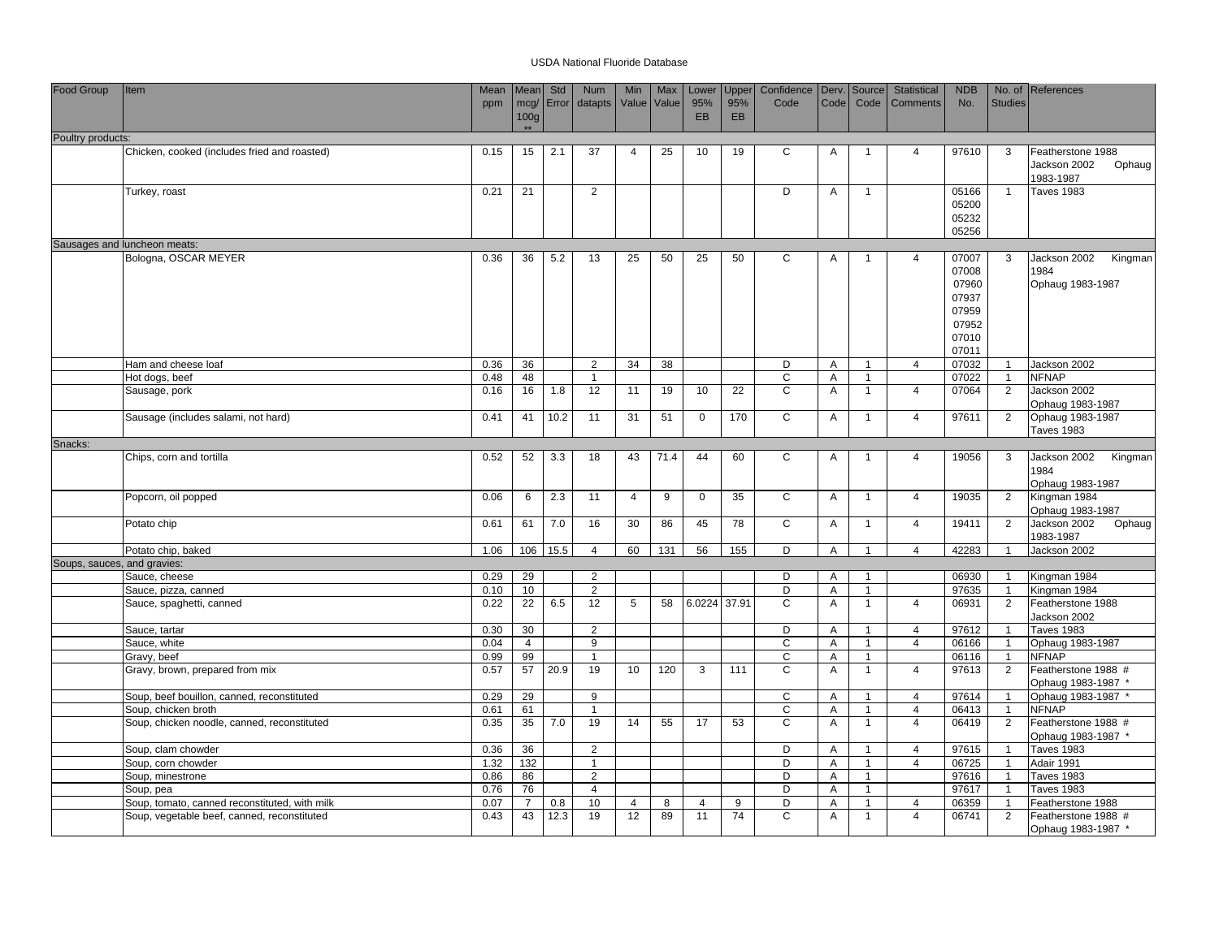USDA National Fluoride Database

| Food Group | Item | Mean ppm | Mean mcg/ 100g ** | Std Error | Num datapts | Min Value | Max Value | Lower 95% EB | Upper 95% EB | Confidence Code | Derv. Code | Source Code | Statistical Comments | NDB No. | No. of Studies | References |
|---|---|---|---|---|---|---|---|---|---|---|---|---|---|---|---|---|
| Poultry products: | | | | | | | | | | | | | | | | |
| | Chicken, cooked (includes fried and roasted) | 0.15 | 15 | 2.1 | 37 | 4 | 25 | 10 | 19 | C | A | 1 | 4 | 97610 | 3 | Featherstone 1988 Jackson 2002 Ophaug 1983-1987 |
| | Turkey, roast | 0.21 | 21 | | 2 | | | | | D | A | 1 | | 05166 05200 05232 05256 | 1 | Taves 1983 |
| Sausages and luncheon meats: | | | | | | | | | | | | | | | | |
| | Bologna, OSCAR MEYER | 0.36 | 36 | 5.2 | 13 | 25 | 50 | 25 | 50 | C | A | 1 | 4 | 07007 07008 07960 07937 07959 07952 07010 07011 | 3 | Jackson 2002 Kingman 1984 Ophaug 1983-1987 |
| | Ham and cheese loaf | 0.36 | 36 | | 2 | 34 | 38 | | | D | A | 1 | 4 | 07032 | 1 | Jackson 2002 |
| | Hot dogs, beef | 0.48 | 48 | | 1 | | | | | C | A | 1 | | 07022 | 1 | NFNAP |
| | Sausage, pork | 0.16 | 16 | 1.8 | 12 | 11 | 19 | 10 | 22 | C | A | 1 | 4 | 07064 | 2 | Jackson 2002 Ophaug 1983-1987 |
| | Sausage (includes salami, not hard) | 0.41 | 41 | 10.2 | 11 | 31 | 51 | 0 | 170 | C | A | 1 | 4 | 97611 | 2 | Ophaug 1983-1987 Taves 1983 |
| Snacks: | | | | | | | | | | | | | | | | |
| | Chips, corn and tortilla | 0.52 | 52 | 3.3 | 18 | 43 | 71.4 | 44 | 60 | C | A | 1 | 4 | 19056 | 3 | Jackson 2002 Kingman 1984 Ophaug 1983-1987 |
| | Popcorn, oil popped | 0.06 | 6 | 2.3 | 11 | 4 | 9 | 0 | 35 | C | A | 1 | 4 | 19035 | 2 | Kingman 1984 Ophaug 1983-1987 |
| | Potato chip | 0.61 | 61 | 7.0 | 16 | 30 | 86 | 45 | 78 | C | A | 1 | 4 | 19411 | 2 | Jackson 2002 Ophaug 1983-1987 |
| | Potato chip, baked | 1.06 | 106 | 15.5 | 4 | 60 | 131 | 56 | 155 | D | A | 1 | 4 | 42283 | 1 | Jackson 2002 |
| Soups, sauces, and gravies: | | | | | | | | | | | | | | | | |
| | Sauce, cheese | 0.29 | 29 | | 2 | | | | | D | A | 1 | | 06930 | 1 | Kingman 1984 |
| | Sauce, pizza, canned | 0.10 | 10 | | 2 | | | | | D | A | 1 | | 97635 | 1 | Kingman 1984 |
| | Sauce, spaghetti, canned | 0.22 | 22 | 6.5 | 12 | 5 | 58 | 6.0224 | 37.91 | C | A | 1 | 4 | 06931 | 2 | Featherstone 1988 Jackson 2002 |
| | Sauce, tartar | 0.30 | 30 | | 2 | | | | | D | A | 1 | 4 | 97612 | 1 | Taves 1983 |
| | Sauce, white | 0.04 | 4 | | 9 | | | | | C | A | 1 | 4 | 06166 | 1 | Ophaug 1983-1987 |
| | Gravy, beef | 0.99 | 99 | | 1 | | | | | C | A | 1 | | 06116 | 1 | NFNAP |
| | Gravy, brown, prepared from mix | 0.57 | 57 | 20.9 | 19 | 10 | 120 | 3 | 111 | C | A | 1 | 4 | 97613 | 2 | Featherstone 1988 # Ophaug 1983-1987 * |
| | Soup, beef bouillon, canned, reconstituted | 0.29 | 29 | | 9 | | | | | C | A | 1 | 4 | 97614 | 1 | Ophaug 1983-1987 * |
| | Soup, chicken broth | 0.61 | 61 | | 1 | | | | | C | A | 1 | 4 | 06413 | 1 | NFNAP |
| | Soup, chicken noodle, canned, reconstituted | 0.35 | 35 | 7.0 | 19 | 14 | 55 | 17 | 53 | C | A | 1 | 4 | 06419 | 2 | Featherstone 1988 # Ophaug 1983-1987 * |
| | Soup, clam chowder | 0.36 | 36 | | 2 | | | | | D | A | 1 | 4 | 97615 | 1 | Taves 1983 |
| | Soup, corn chowder | 1.32 | 132 | | 1 | | | | | D | A | 1 | 4 | 06725 | 1 | Adair 1991 |
| | Soup, minestrone | 0.86 | 86 | | 2 | | | | | D | A | 1 | | 97616 | 1 | Taves 1983 |
| | Soup, pea | 0.76 | 76 | | 4 | | | | | D | A | 1 | | 97617 | 1 | Taves 1983 |
| | Soup, tomato, canned reconstituted, with milk | 0.07 | 7 | 0.8 | 10 | 4 | 8 | 4 | 9 | D | A | 1 | 4 | 06359 | 1 | Featherstone 1988 |
| | Soup, vegetable beef, canned, reconstituted | 0.43 | 43 | 12.3 | 19 | 12 | 89 | 11 | 74 | C | A | 1 | 4 | 06741 | 2 | Featherstone 1988 # Ophaug 1983-1987 * |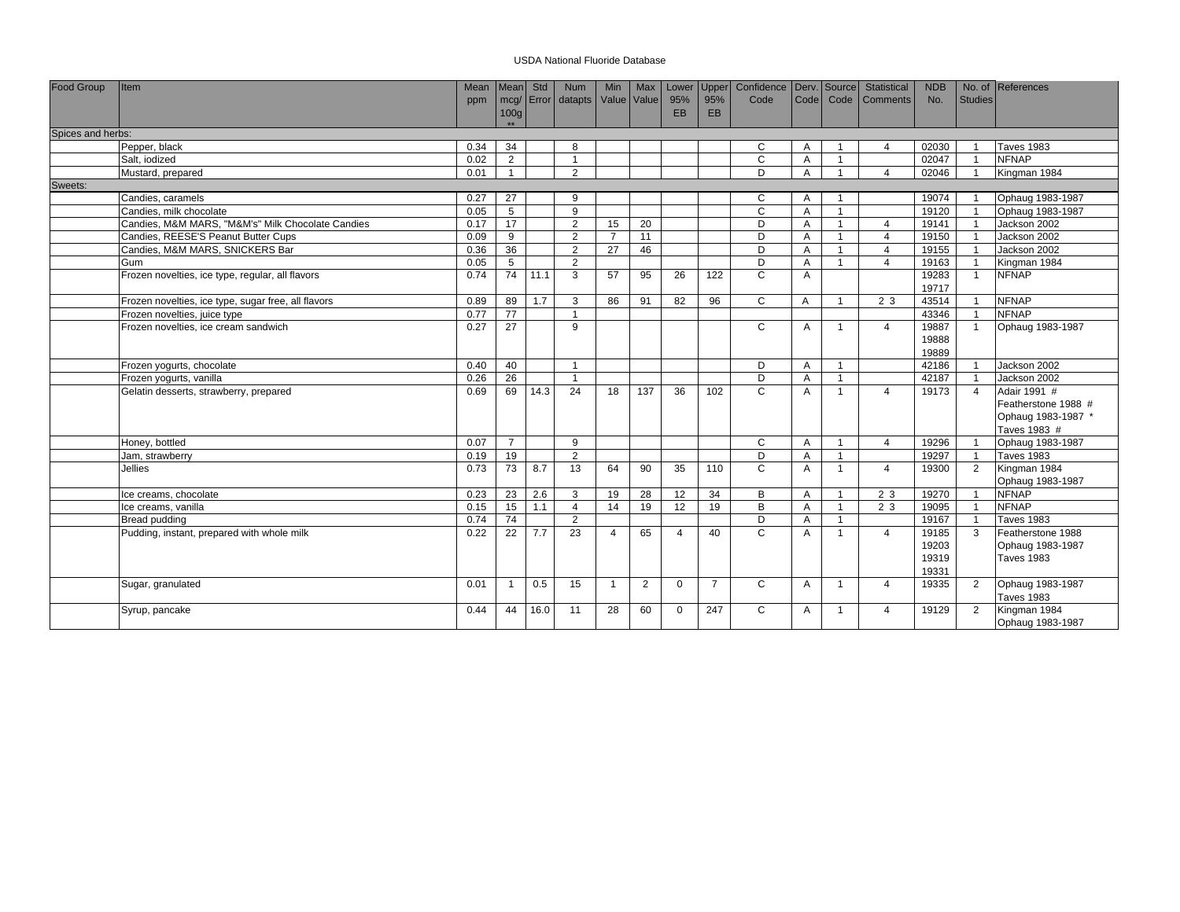USDA National Fluoride Database

| Food Group | Item | Mean ppm | Mean mcg/ 100g ** | Std Error | Num datapts | Min Value | Max Value | Lower 95% EB | Upper 95% EB | Confidence Code | Derv. Code | Source Code | Statistical Comments | NDB No. | No. of Studies | References |
|---|---|---|---|---|---|---|---|---|---|---|---|---|---|---|---|---|
| Spices and herbs: | | | | | | | | | | | | | | | | |
| | Pepper, black | 0.34 | 34 | | 8 | | | | | C | A | 1 | 4 | 02030 | 1 | Taves 1983 |
| | Salt, iodized | 0.02 | 2 | | 1 | | | | | C | A | 1 | | 02047 | 1 | NFNAP |
| | Mustard, prepared | 0.01 | 1 | | 2 | | | | | D | A | 1 | 4 | 02046 | 1 | Kingman 1984 |
| Sweets: | | | | | | | | | | | | | | | | |
| | Candies, caramels | 0.27 | 27 | | 9 | | | | | C | A | 1 | | 19074 | 1 | Ophaug 1983-1987 |
| | Candies, milk chocolate | 0.05 | 5 | | 9 | | | | | C | A | 1 | | 19120 | 1 | Ophaug 1983-1987 |
| | Candies, M&M MARS, "M&M's" Milk Chocolate Candies | 0.17 | 17 | | 2 | 15 | 20 | | | D | A | 1 | 4 | 19141 | 1 | Jackson 2002 |
| | Candies, REESE'S Peanut Butter Cups | 0.09 | 9 | | 2 | 7 | 11 | | | D | A | 1 | 4 | 19150 | 1 | Jackson 2002 |
| | Candies, M&M MARS, SNICKERS Bar | 0.36 | 36 | | 2 | 27 | 46 | | | D | A | 1 | 4 | 19155 | 1 | Jackson 2002 |
| | Gum | 0.05 | 5 | | 2 | | | | | D | A | 1 | 4 | 19163 | 1 | Kingman 1984 |
| | Frozen novelties, ice type, regular, all flavors | 0.74 | 74 | 11.1 | 3 | 57 | 95 | 26 | 122 | C | A | | | 19283 19717 | 1 | NFNAP |
| | Frozen novelties, ice type, sugar free, all flavors | 0.89 | 89 | 1.7 | 3 | 86 | 91 | 82 | 96 | C | A | 1 | 2 3 | 43514 | 1 | NFNAP |
| | Frozen novelties, juice type | 0.77 | 77 | | 1 | | | | | | | | | 43346 | 1 | NFNAP |
| | Frozen novelties, ice cream sandwich | 0.27 | 27 | | 9 | | | | | C | A | 1 | 4 | 19887 19888 19889 | 1 | Ophaug 1983-1987 |
| | Frozen yogurts, chocolate | 0.40 | 40 | | 1 | | | | | D | A | 1 | | 42186 | 1 | Jackson 2002 |
| | Frozen yogurts, vanilla | 0.26 | 26 | | 1 | | | | | D | A | 1 | | 42187 | 1 | Jackson 2002 |
| | Gelatin desserts, strawberry, prepared | 0.69 | 69 | 14.3 | 24 | 18 | 137 | 36 | 102 | C | A | 1 | 4 | 19173 | 4 | Adair 1991 # Featherstone 1988 # Ophaug 1983-1987 * Taves 1983 # |
| | Honey, bottled | 0.07 | 7 | | 9 | | | | | C | A | 1 | 4 | 19296 | 1 | Ophaug 1983-1987 |
| | Jam, strawberry | 0.19 | 19 | | 2 | | | | | D | A | 1 | | 19297 | 1 | Taves 1983 |
| | Jellies | 0.73 | 73 | 8.7 | 13 | 64 | 90 | 35 | 110 | C | A | 1 | 4 | 19300 | 2 | Kingman 1984 Ophaug 1983-1987 |
| | Ice creams, chocolate | 0.23 | 23 | 2.6 | 3 | 19 | 28 | 12 | 34 | B | A | 1 | 2 3 | 19270 | 1 | NFNAP |
| | Ice creams, vanilla | 0.15 | 15 | 1.1 | 4 | 14 | 19 | 12 | 19 | B | A | 1 | 2 3 | 19095 | 1 | NFNAP |
| | Bread pudding | 0.74 | 74 | | 2 | | | | | D | A | 1 | | 19167 | 1 | Taves 1983 |
| | Pudding, instant, prepared with whole milk | 0.22 | 22 | 7.7 | 23 | 4 | 65 | 4 | 40 | C | A | 1 | 4 | 19185 19203 19319 19331 | 3 | Featherstone 1988 Ophaug 1983-1987 Taves 1983 |
| | Sugar, granulated | 0.01 | 1 | 0.5 | 15 | 1 | 2 | 0 | 7 | C | A | 1 | 4 | 19335 | 2 | Ophaug 1983-1987 Taves 1983 |
| | Syrup, pancake | 0.44 | 44 | 16.0 | 11 | 28 | 60 | 0 | 247 | C | A | 1 | 4 | 19129 | 2 | Kingman 1984 Ophaug 1983-1987 |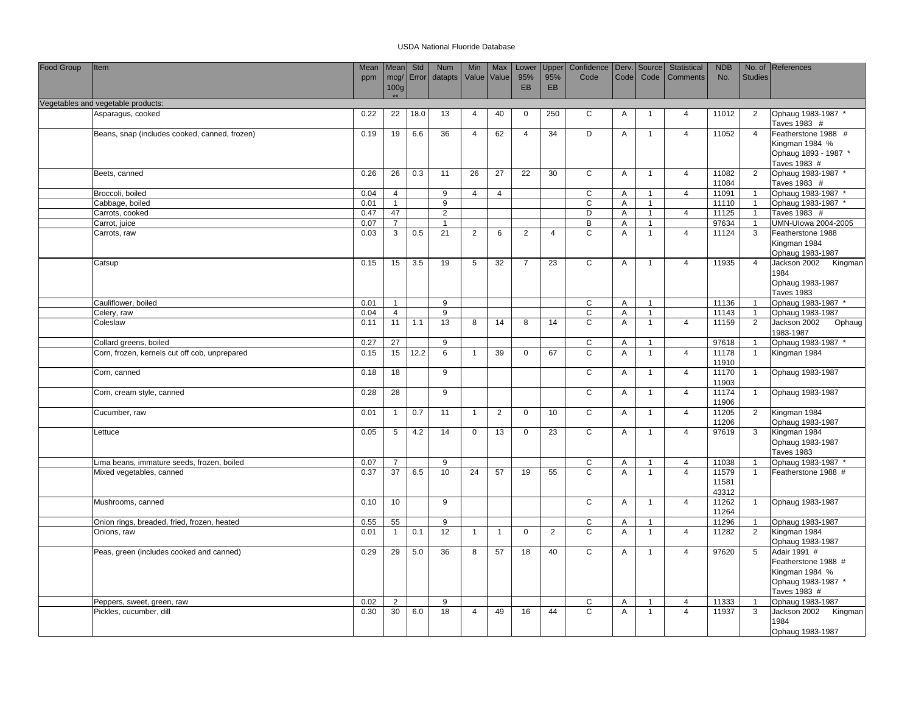USDA National Fluoride Database

| Food Group | Item | Mean ppm | Mean mcg/ 100g ** | Std Error | Num datapts | Min Value | Max Value | Lower 95% EB | Upper 95% EB | Confidence Code | Derv. Code | Source Code | Statistical Comments | NDB No. | No. of Studies | References |
|---|---|---|---|---|---|---|---|---|---|---|---|---|---|---|---|---|
| Vegetables and vegetable products: | | | | | | | | | | | | | | | | |
| | Asparagus, cooked | 0.22 | 22 | 18.0 | 13 | 4 | 40 | 0 | 250 | C | A | 1 | 4 | 11012 | 2 | Ophaug 1983-1987 * Taves 1983 # |
| | Beans, snap (includes cooked, canned, frozen) | 0.19 | 19 | 6.6 | 36 | 4 | 62 | 4 | 34 | D | A | 1 | 4 | 11052 | 4 | Featherstone 1988 # Kingman 1984 % Ophaug 1893 - 1987 * Taves 1983 # |
| | Beets, canned | 0.26 | 26 | 0.3 | 11 | 26 | 27 | 22 | 30 | C | A | 1 | 4 | 11082 11084 | 2 | Ophaug 1983-1987 * Taves 1983 # |
| | Broccoli, boiled | 0.04 | 4 | | 9 | 4 | 4 | | | C | A | 1 | 4 | 11091 | 1 | Ophaug 1983-1987 * |
| | Cabbage, boiled | 0.01 | 1 | | 9 | | | | | C | A | 1 | | 11110 | 1 | Ophaug 1983-1987 * |
| | Carrots, cooked | 0.47 | 47 | | 2 | | | | | D | A | 1 | 4 | 11125 | 1 | Taves 1983 # |
| | Carrot, juice | 0.07 | 7 | | 1 | | | | | B | A | 1 | | 97634 | 1 | UMN-UIowa 2004-2005 |
| | Carrots, raw | 0.03 | 3 | 0.5 | 21 | 2 | 6 | 2 | 4 | C | A | 1 | 4 | 11124 | 3 | Featherstone 1988 Kingman 1984 Ophaug 1983-1987 |
| | Catsup | 0.15 | 15 | 3.5 | 19 | 5 | 32 | 7 | 23 | C | A | 1 | 4 | 11935 | 4 | Jackson 2002 Kingman 1984 Ophaug 1983-1987 Taves 1983 |
| | Cauliflower, boiled | 0.01 | 1 | | 9 | | | | | C | A | 1 | | 11136 | 1 | Ophaug 1983-1987 * |
| | Celery, raw | 0.04 | 4 | | 9 | | | | | C | A | 1 | | 11143 | 1 | Ophaug 1983-1987 |
| | Coleslaw | 0.11 | 11 | 1.1 | 13 | 8 | 14 | 8 | 14 | C | A | 1 | 4 | 11159 | 2 | Jackson 2002 Ophaug 1983-1987 |
| | Collard greens, boiled | 0.27 | 27 | | 9 | | | | | C | A | 1 | | 97618 | 1 | Ophaug 1983-1987 * |
| | Corn, frozen, kernels cut off cob, unprepared | 0.15 | 15 | 12.2 | 6 | 1 | 39 | 0 | 67 | C | A | 1 | 4 | 11178 11910 | 1 | Kingman 1984 |
| | Corn, canned | 0.18 | 18 | | 9 | | | | | C | A | 1 | 4 | 11170 11903 | 1 | Ophaug 1983-1987 |
| | Corn, cream style, canned | 0.28 | 28 | | 9 | | | | | C | A | 1 | 4 | 11174 11906 | 1 | Ophaug 1983-1987 |
| | Cucumber, raw | 0.01 | 1 | 0.7 | 11 | 1 | 2 | 0 | 10 | C | A | 1 | 4 | 11205 11206 | 2 | Kingman 1984 Ophaug 1983-1987 |
| | Lettuce | 0.05 | 5 | 4.2 | 14 | 0 | 13 | 0 | 23 | C | A | 1 | 4 | 97619 | 3 | Kingman 1984 Ophaug 1983-1987 Taves 1983 |
| | Lima beans, immature seeds, frozen, boiled | 0.07 | 7 | | 9 | | | | | C | A | 1 | 4 | 11038 | 1 | Ophaug 1983-1987 * |
| | Mixed vegetables, canned | 0.37 | 37 | 6.5 | 10 | 24 | 57 | 19 | 55 | C | A | 1 | 4 | 11579 11581 43312 | 1 | Featherstone 1988 # |
| | Mushrooms, canned | 0.10 | 10 | | 9 | | | | | C | A | 1 | 4 | 11262 11264 | 1 | Ophaug 1983-1987 |
| | Onion rings, breaded, fried, frozen, heated | 0.55 | 55 | | 9 | | | | | C | A | 1 | | 11296 | 1 | Ophaug 1983-1987 |
| | Onions, raw | 0.01 | 1 | 0.1 | 12 | 1 | 1 | 0 | 2 | C | A | 1 | 4 | 11282 | 2 | Kingman 1984 Ophaug 1983-1987 |
| | Peas, green (includes cooked and canned) | 0.29 | 29 | 5.0 | 36 | 8 | 57 | 18 | 40 | C | A | 1 | 4 | 97620 | 5 | Adair 1991 # Featherstone 1988 # Kingman 1984 % Ophaug 1983-1987 * Taves 1983 # |
| | Peppers, sweet, green, raw | 0.02 | 2 | | 9 | | | | | C | A | 1 | 4 | 11333 | 1 | Ophaug 1983-1987 |
| | Pickles, cucumber, dill | 0.30 | 30 | 6.0 | 18 | 4 | 49 | 16 | 44 | C | A | 1 | 4 | 11937 | 3 | Jackson 2002 Kingman 1984 Ophaug 1983-1987 |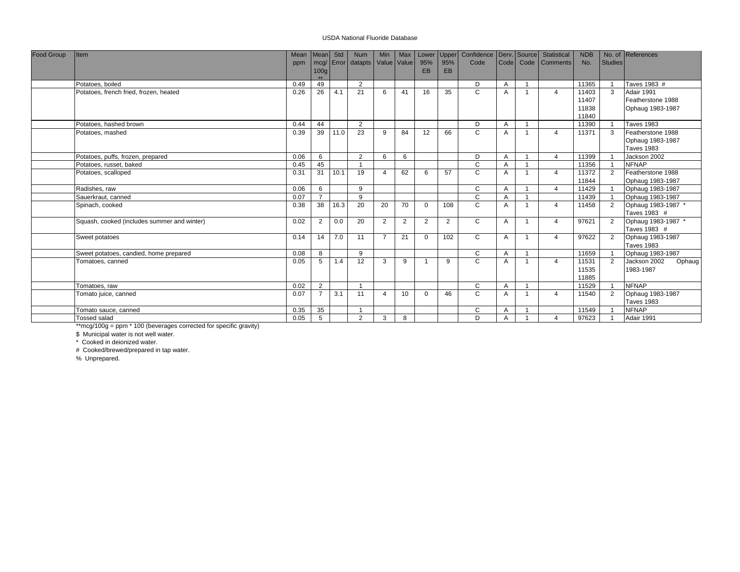USDA National Fluoride Database

| Food Group | Item | Mean ppm | Mean mcg/ 100g ** | Std Error | Num datapts | Min Value | Max Value | Lower 95% EB | Upper 95% EB | Confidence Code | Derv. Code | Source Code | Statistical Comments | NDB No. | No. of Studies | References |
|---|---|---|---|---|---|---|---|---|---|---|---|---|---|---|---|---|
| | Potatoes, boiled | 0.49 | 49 | | 2 | | | | | D | A | 1 | | 11365 | 1 | Taves 1983 # |
| | Potatoes, french fried, frozen, heated | 0.26 | 26 | 4.1 | 21 | 6 | 41 | 16 | 35 | C | A | 1 | 4 | 11403 11407 11838 11840 | 3 | Adair 1991 Featherstone 1988 Ophaug 1983-1987 |
| | Potatoes, hashed brown | 0.44 | 44 | | 2 | | | | | D | A | 1 | | 11390 | 1 | Taves 1983 |
| | Potatoes, mashed | 0.39 | 39 | 11.0 | 23 | 9 | 84 | 12 | 66 | C | A | 1 | 4 | 11371 | 3 | Featherstone 1988 Ophaug 1983-1987 Taves 1983 |
| | Potatoes, puffs, frozen, prepared | 0.06 | 6 | | 2 | 6 | 6 | | | D | A | 1 | 4 | 11399 | 1 | Jackson 2002 |
| | Potatoes, russet, baked | 0.45 | 45 | | 1 | | | | | C | A | 1 | | 11356 | 1 | NFNAP |
| | Potatoes, scalloped | 0.31 | 31 | 10.1 | 19 | 4 | 62 | 6 | 57 | C | A | 1 | 4 | 11372 11844 | 2 | Featherstone 1988 Ophaug 1983-1987 |
| | Radishes, raw | 0.06 | 6 | | 9 | | | | | C | A | 1 | 4 | 11429 | 1 | Ophaug 1983-1987 |
| | Sauerkraut, canned | 0.07 | 7 | | 9 | | | | | C | A | 1 | | 11439 | 1 | Ophaug 1983-1987 |
| | Spinach, cooked | 0.38 | 38 | 16.3 | 20 | 20 | 70 | 0 | 108 | C | A | 1 | 4 | 11458 | 2 | Ophaug 1983-1987 * Taves 1983 # |
| | Squash, cooked (includes summer and winter) | 0.02 | 2 | 0.0 | 20 | 2 | 2 | 2 | 2 | C | A | 1 | 4 | 97621 | 2 | Ophaug 1983-1987 * Taves 1983 # |
| | Sweet potatoes | 0.14 | 14 | 7.0 | 11 | 7 | 21 | 0 | 102 | C | A | 1 | 4 | 97622 | 2 | Ophaug 1983-1987 Taves 1983 |
| | Sweet potatoes, candied, home prepared | 0.08 | 8 | | 9 | | | | | C | A | 1 | | 11659 | 1 | Ophaug 1983-1987 |
| | Tomatoes, canned | 0.05 | 5 | 1.4 | 12 | 3 | 9 | 1 | 9 | C | A | 1 | 4 | 11531 11535 11885 | 2 | Jackson 2002 Ophaug 1983-1987 |
| | Tomatoes, raw | 0.02 | 2 | | 1 | | | | | C | A | 1 | | 11529 | 1 | NFNAP |
| | Tomato juice, canned | 0.07 | 7 | 3.1 | 11 | 4 | 10 | 0 | 46 | C | A | 1 | 4 | 11540 | 2 | Ophaug 1983-1987 Taves 1983 |
| | Tomato sauce, canned | 0.35 | 35 | | 1 | | | | | C | A | 1 | | 11549 | 1 | NFNAP |
| | Tossed salad | 0.05 | 5 | | 2 | 3 | 8 | | | D | A | 1 | 4 | 97623 | 1 | Adair 1991 |

**mcg/100g = ppm * 100 (beverages corrected for specific gravity)

$ Municipal water is not well water.

* Cooked in deionized water.

# Cooked/brewed/prepared in tap water.

% Unprepared.